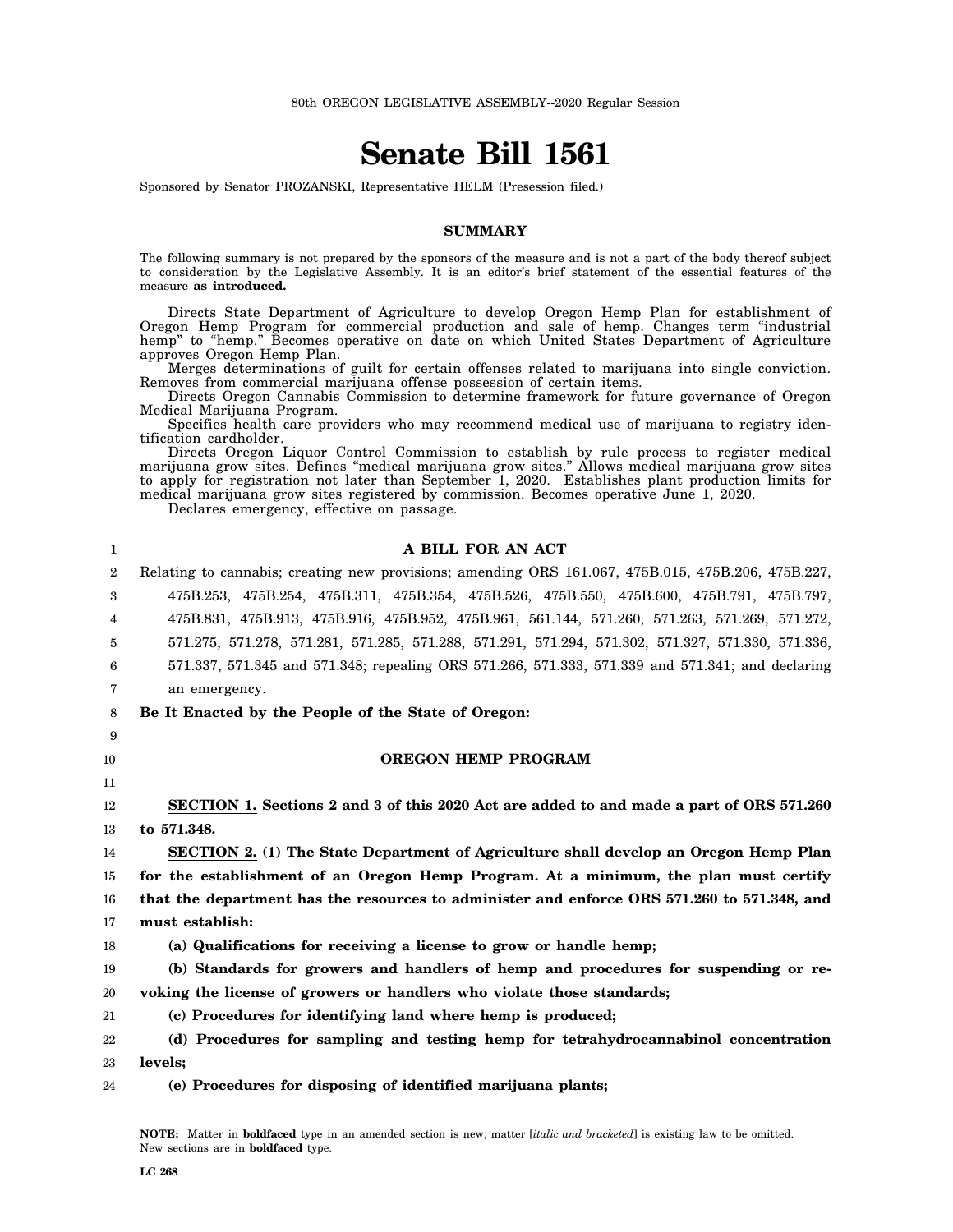80th OREGON LEGISLATIVE ASSEMBLY--2020 Regular Session

# Senate Bill 1561

Sponsored by Senator PROZANSKI, Representative HELM (Presession filed.)

## SUMMARY

The following summary is not prepared by the sponsors of the measure and is not a part of the body thereof subject to consideration by the Legislative Assembly. It is an editor's brief statement of the essential features of the measure **as introduced.**

Directs State Department of Agriculture to develop Oregon Hemp Plan for establishment of Oregon Hemp Program for commercial production and sale of hemp. Changes term "industrial hemp" to "hemp." Becomes operative on date on which United States Department of Agriculture approves Oregon Hemp Plan.

Merges determinations of guilt for certain offenses related to marijuana into single conviction. Removes from commercial marijuana offense possession of certain items.

Directs Oregon Cannabis Commission to determine framework for future governance of Oregon Medical Marijuana Program.

Specifies health care providers who may recommend medical use of marijuana to registry identification cardholder.

Directs Oregon Liquor Control Commission to establish by rule process to register medical marijuana grow sites. Defines "medical marijuana grow sites." Allows medical marijuana grow sites to apply for registration not later than September 1, 2020. Establishes plant production limits for medical marijuana grow sites registered by commission. Becomes operative June 1, 2020.

Declares emergency, effective on passage.

## A BILL FOR AN ACT

Relating to cannabis; creating new provisions; amending ORS 161.067, 475B.015, 475B.206, 475B.227, 475B.253, 475B.254, 475B.311, 475B.354, 475B.526, 475B.550, 475B.600, 475B.791, 475B.797, 475B.831, 475B.913, 475B.916, 475B.952, 475B.961, 561.144, 571.260, 571.263, 571.269, 571.272, 571.275, 571.278, 571.281, 571.285, 571.288, 571.291, 571.294, 571.302, 571.327, 571.330, 571.336, 571.337, 571.345 and 571.348; repealing ORS 571.266, 571.333, 571.339 and 571.341; and declaring an emergency.

**Be It Enacted by the People of the State of Oregon:**

### OREGON HEMP PROGRAM

**SECTION 1. Sections 2 and 3 of this 2020 Act are added to and made a part of ORS 571.260 to 571.348.**

**SECTION 2. (1) The State Department of Agriculture shall develop an Oregon Hemp Plan for the establishment of an Oregon Hemp Program. At a minimum, the plan must certify that the department has the resources to administer and enforce ORS 571.260 to 571.348, and must establish:**

**(a) Qualifications for receiving a license to grow or handle hemp;**

**(b) Standards for growers and handlers of hemp and procedures for suspending or revoking the license of growers or handlers who violate those standards;**

**(c) Procedures for identifying land where hemp is produced;**

**(d) Procedures for sampling and testing hemp for tetrahydrocannabinol concentration levels;**

**(e) Procedures for disposing of identified marijuana plants;**

NOTE: Matter in **boldfaced** type in an amended section is new; matter [*italic and bracketed*] is existing law to be omitted. New sections are in **boldfaced** type.

LC 268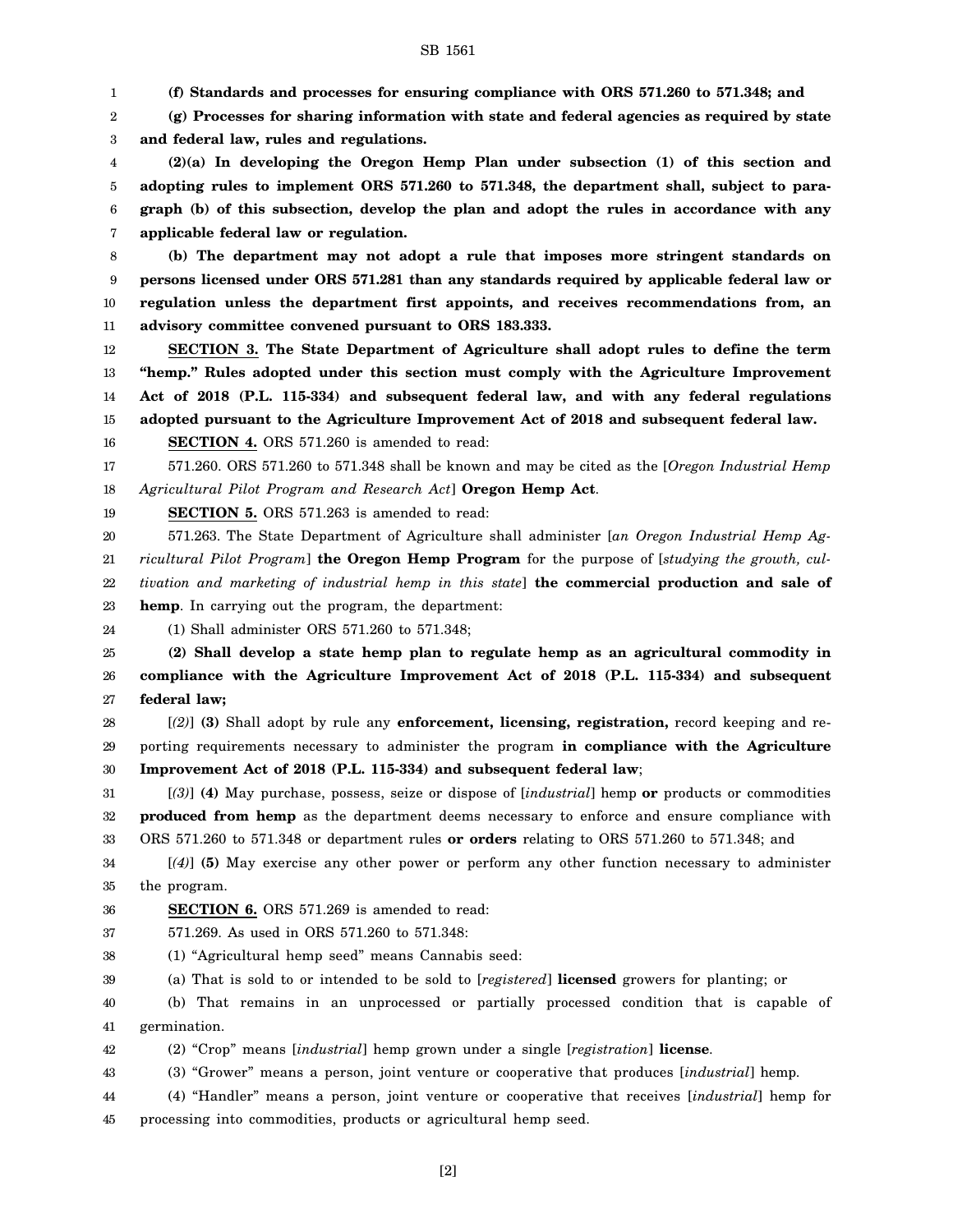**(f) Standards and processes for ensuring compliance with ORS 571.260 to 571.348; and**

**(g) Processes for sharing information with state and federal agencies as required by state and federal law, rules and regulations.**

**(2)(a) In developing the Oregon Hemp Plan under subsection (1) of this section and adopting rules to implement ORS 571.260 to 571.348, the department shall, subject to paragraph (b) of this subsection, develop the plan and adopt the rules in accordance with any applicable federal law or regulation.**

**(b) The department may not adopt a rule that imposes more stringent standards on persons licensed under ORS 571.281 than any standards required by applicable federal law or regulation unless the department first appoints, and receives recommendations from, an advisory committee convened pursuant to ORS 183.333.**

**SECTION 3. The State Department of Agriculture shall adopt rules to define the term "hemp." Rules adopted under this section must comply with the Agriculture Improvement Act of 2018 (P.L. 115-334) and subsequent federal law, and with any federal regulations adopted pursuant to the Agriculture Improvement Act of 2018 and subsequent federal law.**

**SECTION 4.** ORS 571.260 is amended to read:

571.260. ORS 571.260 to 571.348 shall be known and may be cited as the [*Oregon Industrial Hemp Agricultural Pilot Program and Research Act*] **Oregon Hemp Act**.

**SECTION 5.** ORS 571.263 is amended to read:

571.263. The State Department of Agriculture shall administer [*an Oregon Industrial Hemp Agricultural Pilot Program*] **the Oregon Hemp Program** for the purpose of [*studying the growth, cultivation and marketing of industrial hemp in this state*] **the commercial production and sale of hemp**. In carrying out the program, the department:

(1) Shall administer ORS 571.260 to 571.348;

**(2) Shall develop a state hemp plan to regulate hemp as an agricultural commodity in compliance with the Agriculture Improvement Act of 2018 (P.L. 115-334) and subsequent federal law;**

[*(2)*] **(3)** Shall adopt by rule any **enforcement, licensing, registration,** record keeping and reporting requirements necessary to administer the program **in compliance with the Agriculture Improvement Act of 2018 (P.L. 115-334) and subsequent federal law**;

[*(3)*] **(4)** May purchase, possess, seize or dispose of [*industrial*] hemp **or** products or commodities **produced from hemp** as the department deems necessary to enforce and ensure compliance with ORS 571.260 to 571.348 or department rules **or orders** relating to ORS 571.260 to 571.348; and

[*(4)*] **(5)** May exercise any other power or perform any other function necessary to administer the program.

**SECTION 6.** ORS 571.269 is amended to read:

571.269. As used in ORS 571.260 to 571.348:

(1) "Agricultural hemp seed" means Cannabis seed:

(a) That is sold to or intended to be sold to [*registered*] **licensed** growers for planting; or

(b) That remains in an unprocessed or partially processed condition that is capable of germination.

(2) "Crop" means [*industrial*] hemp grown under a single [*registration*] **license**.

(3) "Grower" means a person, joint venture or cooperative that produces [*industrial*] hemp.

(4) "Handler" means a person, joint venture or cooperative that receives [*industrial*] hemp for processing into commodities, products or agricultural hemp seed.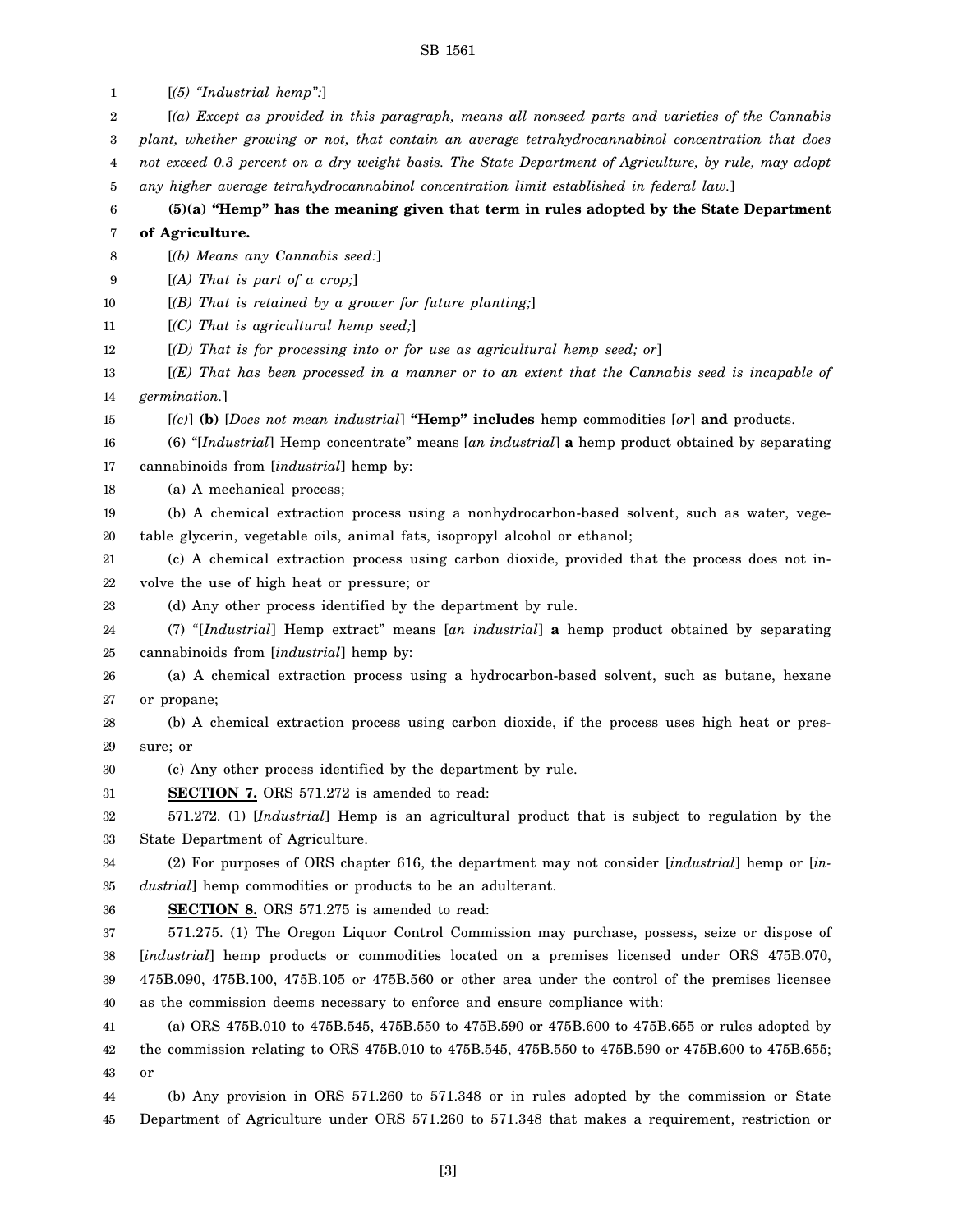[*(5) "Industrial hemp":*]

[*(a) Except as provided in this paragraph, means all nonseed parts and varieties of the Cannabis plant, whether growing or not, that contain an average tetrahydrocannabinol concentration that does not exceed 0.3 percent on a dry weight basis. The State Department of Agriculture, by rule, may adopt any higher average tetrahydrocannabinol concentration limit established in federal law.*]

**(5)(a) "Hemp" has the meaning given that term in rules adopted by the State Department of Agriculture.**

[*(b) Means any Cannabis seed:*]

[*(A) That is part of a crop;*]

[*(B) That is retained by a grower for future planting;*]

[*(C) That is agricultural hemp seed;*]

[*(D) That is for processing into or for use as agricultural hemp seed; or*]

[*(E) That has been processed in a manner or to an extent that the Cannabis seed is incapable of germination.*]

[*(c)*] **(b)** [*Does not mean industrial*] **"Hemp" includes** hemp commodities [*or*] **and** products.

(6) "[*Industrial*] Hemp concentrate" means [*an industrial*] **a** hemp product obtained by separating cannabinoids from [*industrial*] hemp by:

(a) A mechanical process;

(b) A chemical extraction process using a nonhydrocarbon-based solvent, such as water, vegetable glycerin, vegetable oils, animal fats, isopropyl alcohol or ethanol;

(c) A chemical extraction process using carbon dioxide, provided that the process does not involve the use of high heat or pressure; or

(d) Any other process identified by the department by rule.

(7) "[*Industrial*] Hemp extract" means [*an industrial*] **a** hemp product obtained by separating cannabinoids from [*industrial*] hemp by:

(a) A chemical extraction process using a hydrocarbon-based solvent, such as butane, hexane or propane;

(b) A chemical extraction process using carbon dioxide, if the process uses high heat or pressure; or

(c) Any other process identified by the department by rule.

**SECTION 7.** ORS 571.272 is amended to read:

571.272. (1) [*Industrial*] Hemp is an agricultural product that is subject to regulation by the State Department of Agriculture.

(2) For purposes of ORS chapter 616, the department may not consider [*industrial*] hemp or [*industrial*] hemp commodities or products to be an adulterant.

**SECTION 8.** ORS 571.275 is amended to read:

571.275. (1) The Oregon Liquor Control Commission may purchase, possess, seize or dispose of [*industrial*] hemp products or commodities located on a premises licensed under ORS 475B.070, 475B.090, 475B.100, 475B.105 or 475B.560 or other area under the control of the premises licensee as the commission deems necessary to enforce and ensure compliance with:

(a) ORS 475B.010 to 475B.545, 475B.550 to 475B.590 or 475B.600 to 475B.655 or rules adopted by the commission relating to ORS 475B.010 to 475B.545, 475B.550 to 475B.590 or 475B.600 to 475B.655; or

(b) Any provision in ORS 571.260 to 571.348 or in rules adopted by the commission or State Department of Agriculture under ORS 571.260 to 571.348 that makes a requirement, restriction or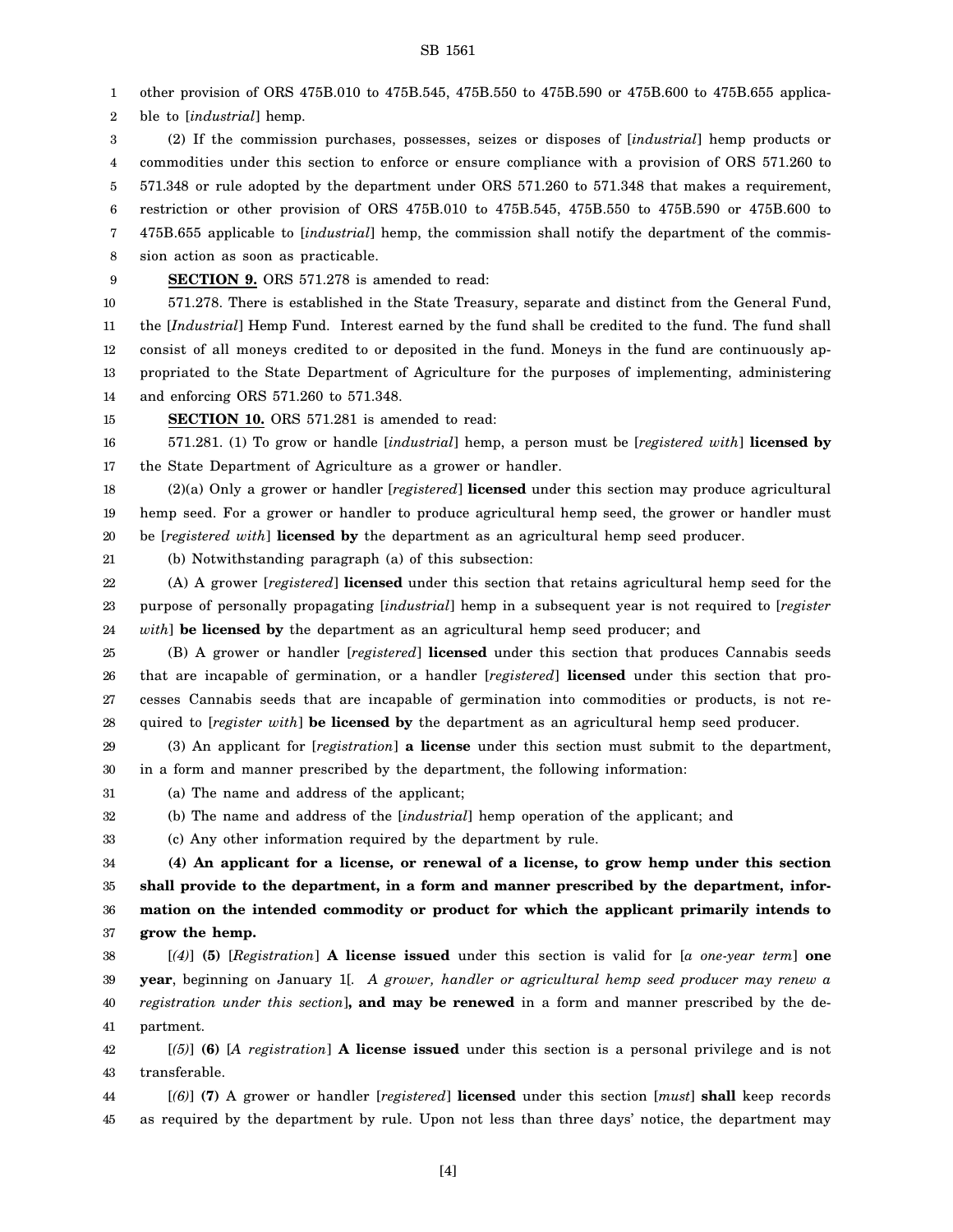other provision of ORS 475B.010 to 475B.545, 475B.550 to 475B.590 or 475B.600 to 475B.655 applicable to [*industrial*] hemp.

(2) If the commission purchases, possesses, seizes or disposes of [*industrial*] hemp products or commodities under this section to enforce or ensure compliance with a provision of ORS 571.260 to 571.348 or rule adopted by the department under ORS 571.260 to 571.348 that makes a requirement, restriction or other provision of ORS 475B.010 to 475B.545, 475B.550 to 475B.590 or 475B.600 to 475B.655 applicable to [*industrial*] hemp, the commission shall notify the department of the commission action as soon as practicable.

**SECTION 9.** ORS 571.278 is amended to read:

571.278. There is established in the State Treasury, separate and distinct from the General Fund, the [*Industrial*] Hemp Fund. Interest earned by the fund shall be credited to the fund. The fund shall consist of all moneys credited to or deposited in the fund. Moneys in the fund are continuously appropriated to the State Department of Agriculture for the purposes of implementing, administering and enforcing ORS 571.260 to 571.348.

**SECTION 10.** ORS 571.281 is amended to read:

571.281. (1) To grow or handle [*industrial*] hemp, a person must be [*registered with*] **licensed by** the State Department of Agriculture as a grower or handler.

(2)(a) Only a grower or handler [*registered*] **licensed** under this section may produce agricultural hemp seed. For a grower or handler to produce agricultural hemp seed, the grower or handler must be [*registered with*] **licensed by** the department as an agricultural hemp seed producer.

(b) Notwithstanding paragraph (a) of this subsection:

(A) A grower [*registered*] **licensed** under this section that retains agricultural hemp seed for the purpose of personally propagating [*industrial*] hemp in a subsequent year is not required to [*register with*] **be licensed by** the department as an agricultural hemp seed producer; and

(B) A grower or handler [*registered*] **licensed** under this section that produces Cannabis seeds that are incapable of germination, or a handler [*registered*] **licensed** under this section that processes Cannabis seeds that are incapable of germination into commodities or products, is not required to [*register with*] **be licensed by** the department as an agricultural hemp seed producer.

(3) An applicant for [*registration*] **a license** under this section must submit to the department, in a form and manner prescribed by the department, the following information:

(a) The name and address of the applicant;

(b) The name and address of the [*industrial*] hemp operation of the applicant; and

(c) Any other information required by the department by rule.

**(4) An applicant for a license, or renewal of a license, to grow hemp under this section shall provide to the department, in a form and manner prescribed by the department, information on the intended commodity or product for which the applicant primarily intends to grow the hemp.**

[*(4)*] **(5)** [*Registration*] **A license issued** under this section is valid for [*a one-year term*] **one year**, beginning on January 1[*. A grower, handler or agricultural hemp seed producer may renew a registration under this section*]**, and may be renewed** in a form and manner prescribed by the department.

[*(5)*] **(6)** [*A registration*] **A license issued** under this section is a personal privilege and is not transferable.

[*(6)*] **(7)** A grower or handler [*registered*] **licensed** under this section [*must*] **shall** keep records as required by the department by rule. Upon not less than three days' notice, the department may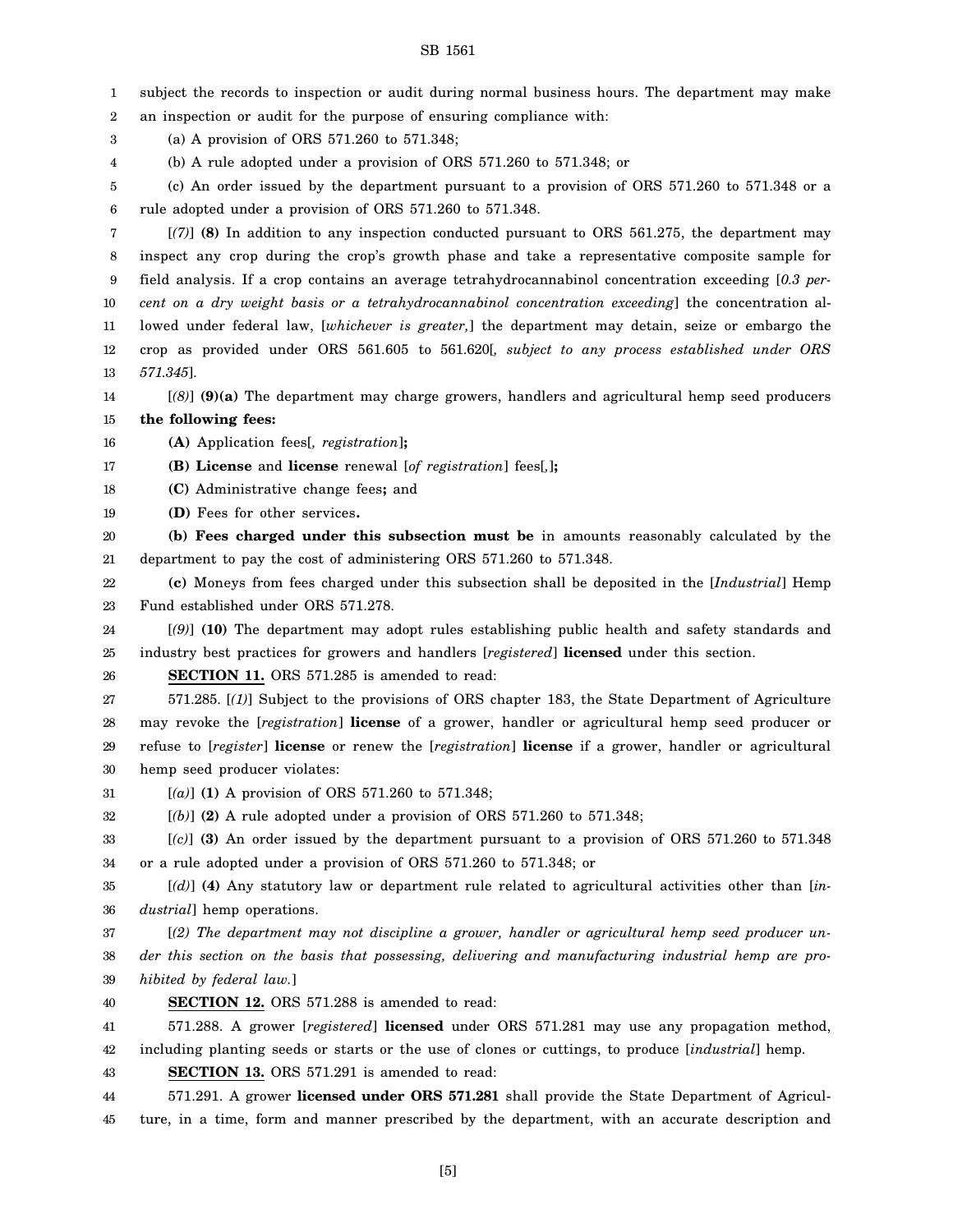subject the records to inspection or audit during normal business hours. The department may make an inspection or audit for the purpose of ensuring compliance with:

(a) A provision of ORS 571.260 to 571.348;

(b) A rule adopted under a provision of ORS 571.260 to 571.348; or

(c) An order issued by the department pursuant to a provision of ORS 571.260 to 571.348 or a rule adopted under a provision of ORS 571.260 to 571.348.

[*(7)*] **(8)** In addition to any inspection conducted pursuant to ORS 561.275, the department may inspect any crop during the crop's growth phase and take a representative composite sample for field analysis. If a crop contains an average tetrahydrocannabinol concentration exceeding [*0.3 percent on a dry weight basis or a tetrahydrocannabinol concentration exceeding*] the concentration allowed under federal law, [*whichever is greater,*] the department may detain, seize or embargo the crop as provided under ORS 561.605 to 561.620[*, subject to any process established under ORS 571.345*].

[*(8)*] **(9)(a)** The department may charge growers, handlers and agricultural hemp seed producers **the following fees:**

**(A)** Application fees[*, registration*]**;**

**(B) License** and **license** renewal [*of registration*] fees[*,*]**;**

**(C)** Administrative change fees**;** and

**(D)** Fees for other services**.**

**(b) Fees charged under this subsection must be** in amounts reasonably calculated by the department to pay the cost of administering ORS 571.260 to 571.348.

**(c)** Moneys from fees charged under this subsection shall be deposited in the [*Industrial*] Hemp Fund established under ORS 571.278.

[*(9)*] **(10)** The department may adopt rules establishing public health and safety standards and industry best practices for growers and handlers [*registered*] **licensed** under this section.

**SECTION 11.** ORS 571.285 is amended to read:

571.285. [*(1)*] Subject to the provisions of ORS chapter 183, the State Department of Agriculture may revoke the [*registration*] **license** of a grower, handler or agricultural hemp seed producer or refuse to [*register*] **license** or renew the [*registration*] **license** if a grower, handler or agricultural hemp seed producer violates:

[*(a)*] **(1)** A provision of ORS 571.260 to 571.348;

[*(b)*] **(2)** A rule adopted under a provision of ORS 571.260 to 571.348;

[*(c)*] **(3)** An order issued by the department pursuant to a provision of ORS 571.260 to 571.348 or a rule adopted under a provision of ORS 571.260 to 571.348; or

[*(d)*] **(4)** Any statutory law or department rule related to agricultural activities other than [*industrial*] hemp operations.

[*(2) The department may not discipline a grower, handler or agricultural hemp seed producer under this section on the basis that possessing, delivering and manufacturing industrial hemp are prohibited by federal law.*]

**SECTION 12.** ORS 571.288 is amended to read:

571.288. A grower [*registered*] **licensed** under ORS 571.281 may use any propagation method, including planting seeds or starts or the use of clones or cuttings, to produce [*industrial*] hemp.

**SECTION 13.** ORS 571.291 is amended to read:

571.291. A grower **licensed under ORS 571.281** shall provide the State Department of Agriculture, in a time, form and manner prescribed by the department, with an accurate description and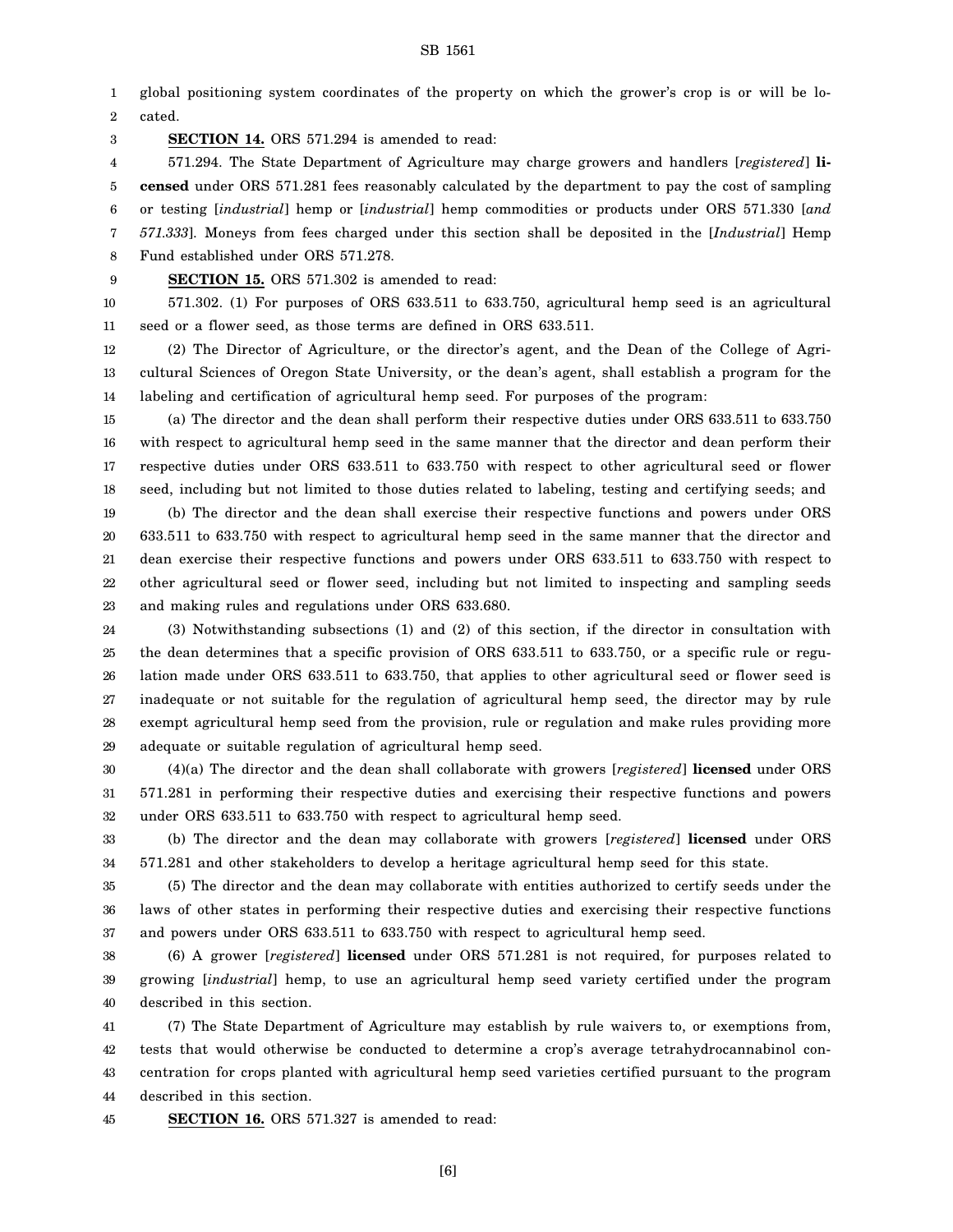global positioning system coordinates of the property on which the grower's crop is or will be located.

**SECTION 14.** ORS 571.294 is amended to read:

571.294. The State Department of Agriculture may charge growers and handlers [*registered*] **licensed** under ORS 571.281 fees reasonably calculated by the department to pay the cost of sampling or testing [*industrial*] hemp or [*industrial*] hemp commodities or products under ORS 571.330 [*and 571.333*]. Moneys from fees charged under this section shall be deposited in the [*Industrial*] Hemp Fund established under ORS 571.278.

**SECTION 15.** ORS 571.302 is amended to read:

571.302. (1) For purposes of ORS 633.511 to 633.750, agricultural hemp seed is an agricultural seed or a flower seed, as those terms are defined in ORS 633.511.

(2) The Director of Agriculture, or the director's agent, and the Dean of the College of Agricultural Sciences of Oregon State University, or the dean's agent, shall establish a program for the labeling and certification of agricultural hemp seed. For purposes of the program:

(a) The director and the dean shall perform their respective duties under ORS 633.511 to 633.750 with respect to agricultural hemp seed in the same manner that the director and dean perform their respective duties under ORS 633.511 to 633.750 with respect to other agricultural seed or flower seed, including but not limited to those duties related to labeling, testing and certifying seeds; and

(b) The director and the dean shall exercise their respective functions and powers under ORS 633.511 to 633.750 with respect to agricultural hemp seed in the same manner that the director and dean exercise their respective functions and powers under ORS 633.511 to 633.750 with respect to other agricultural seed or flower seed, including but not limited to inspecting and sampling seeds and making rules and regulations under ORS 633.680.

(3) Notwithstanding subsections (1) and (2) of this section, if the director in consultation with the dean determines that a specific provision of ORS 633.511 to 633.750, or a specific rule or regulation made under ORS 633.511 to 633.750, that applies to other agricultural seed or flower seed is inadequate or not suitable for the regulation of agricultural hemp seed, the director may by rule exempt agricultural hemp seed from the provision, rule or regulation and make rules providing more adequate or suitable regulation of agricultural hemp seed.

(4)(a) The director and the dean shall collaborate with growers [*registered*] **licensed** under ORS 571.281 in performing their respective duties and exercising their respective functions and powers under ORS 633.511 to 633.750 with respect to agricultural hemp seed.

(b) The director and the dean may collaborate with growers [*registered*] **licensed** under ORS 571.281 and other stakeholders to develop a heritage agricultural hemp seed for this state.

(5) The director and the dean may collaborate with entities authorized to certify seeds under the laws of other states in performing their respective duties and exercising their respective functions and powers under ORS 633.511 to 633.750 with respect to agricultural hemp seed.

(6) A grower [*registered*] **licensed** under ORS 571.281 is not required, for purposes related to growing [*industrial*] hemp, to use an agricultural hemp seed variety certified under the program described in this section.

(7) The State Department of Agriculture may establish by rule waivers to, or exemptions from, tests that would otherwise be conducted to determine a crop's average tetrahydrocannabinol concentration for crops planted with agricultural hemp seed varieties certified pursuant to the program described in this section.

**SECTION 16.** ORS 571.327 is amended to read: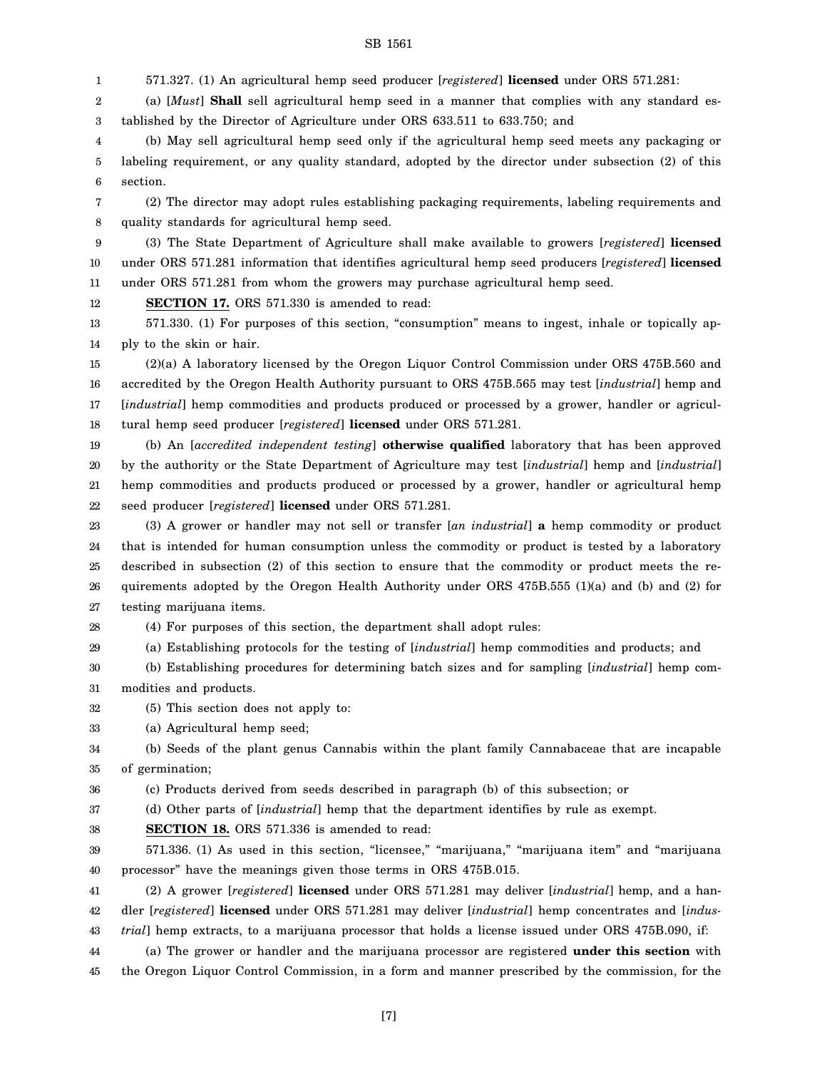571.327. (1) An agricultural hemp seed producer [*registered*] **licensed** under ORS 571.281:

(a) [*Must*] **Shall** sell agricultural hemp seed in a manner that complies with any standard established by the Director of Agriculture under ORS 633.511 to 633.750; and

(b) May sell agricultural hemp seed only if the agricultural hemp seed meets any packaging or labeling requirement, or any quality standard, adopted by the director under subsection (2) of this section.

(2) The director may adopt rules establishing packaging requirements, labeling requirements and quality standards for agricultural hemp seed.

(3) The State Department of Agriculture shall make available to growers [*registered*] **licensed** under ORS 571.281 information that identifies agricultural hemp seed producers [*registered*] **licensed** under ORS 571.281 from whom the growers may purchase agricultural hemp seed.

**SECTION 17.** ORS 571.330 is amended to read:

571.330. (1) For purposes of this section, "consumption" means to ingest, inhale or topically apply to the skin or hair.

(2)(a) A laboratory licensed by the Oregon Liquor Control Commission under ORS 475B.560 and accredited by the Oregon Health Authority pursuant to ORS 475B.565 may test [*industrial*] hemp and [*industrial*] hemp commodities and products produced or processed by a grower, handler or agricultural hemp seed producer [*registered*] **licensed** under ORS 571.281.

(b) An [*accredited independent testing*] **otherwise qualified** laboratory that has been approved by the authority or the State Department of Agriculture may test [*industrial*] hemp and [*industrial*] hemp commodities and products produced or processed by a grower, handler or agricultural hemp seed producer [*registered*] **licensed** under ORS 571.281.

(3) A grower or handler may not sell or transfer [*an industrial*] **a** hemp commodity or product that is intended for human consumption unless the commodity or product is tested by a laboratory described in subsection (2) of this section to ensure that the commodity or product meets the requirements adopted by the Oregon Health Authority under ORS 475B.555 (1)(a) and (b) and (2) for testing marijuana items.

(4) For purposes of this section, the department shall adopt rules:

(a) Establishing protocols for the testing of [*industrial*] hemp commodities and products; and

(b) Establishing procedures for determining batch sizes and for sampling [*industrial*] hemp commodities and products.

(5) This section does not apply to:

(a) Agricultural hemp seed;

(b) Seeds of the plant genus Cannabis within the plant family Cannabaceae that are incapable of germination;

(c) Products derived from seeds described in paragraph (b) of this subsection; or

(d) Other parts of [*industrial*] hemp that the department identifies by rule as exempt.

**SECTION 18.** ORS 571.336 is amended to read:

571.336. (1) As used in this section, "licensee," "marijuana," "marijuana item" and "marijuana processor" have the meanings given those terms in ORS 475B.015.

(2) A grower [*registered*] **licensed** under ORS 571.281 may deliver [*industrial*] hemp, and a handler [*registered*] **licensed** under ORS 571.281 may deliver [*industrial*] hemp concentrates and [*industrial*] hemp extracts, to a marijuana processor that holds a license issued under ORS 475B.090, if:

(a) The grower or handler and the marijuana processor are registered **under this section** with the Oregon Liquor Control Commission, in a form and manner prescribed by the commission, for the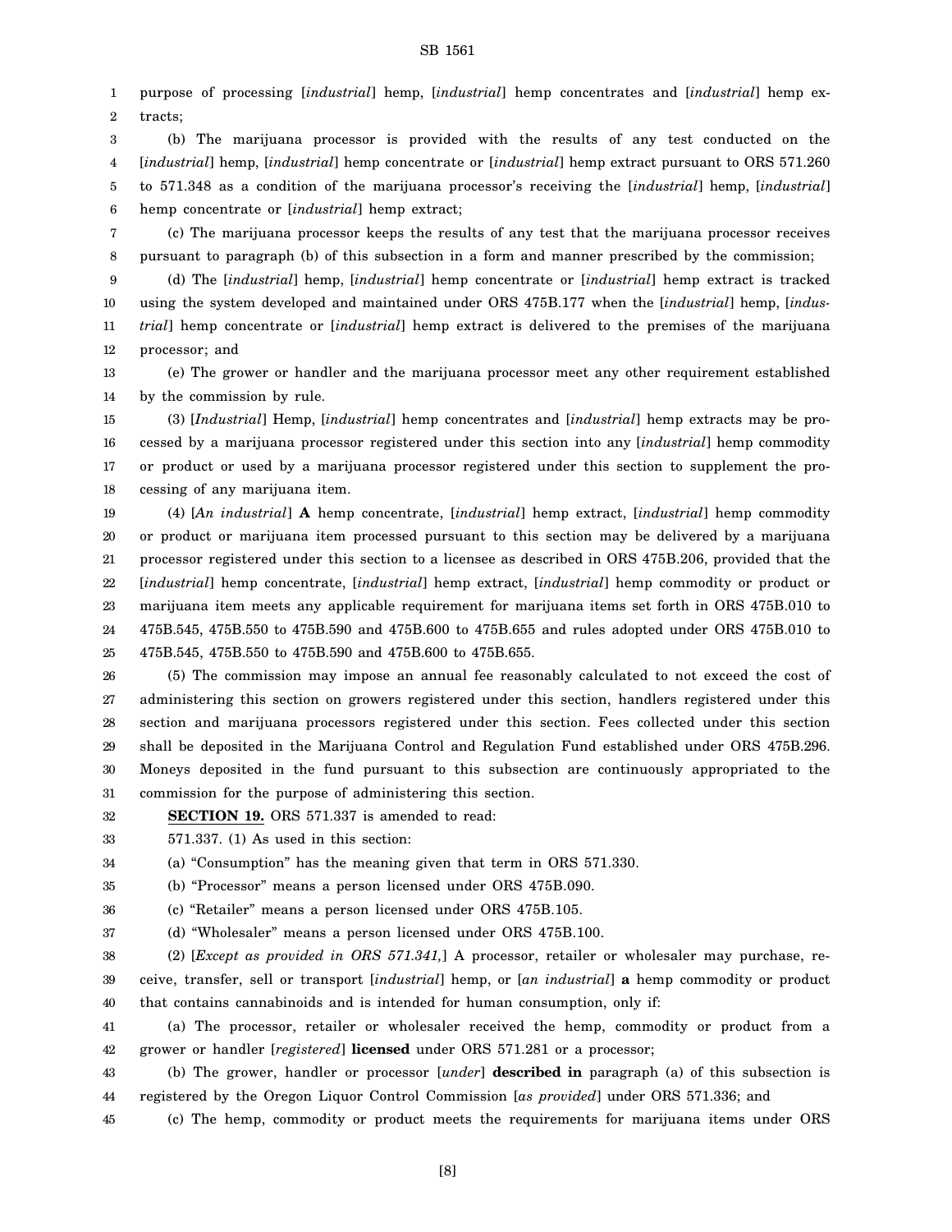purpose of processing [*industrial*] hemp, [*industrial*] hemp concentrates and [*industrial*] hemp extracts;

(b) The marijuana processor is provided with the results of any test conducted on the [*industrial*] hemp, [*industrial*] hemp concentrate or [*industrial*] hemp extract pursuant to ORS 571.260 to 571.348 as a condition of the marijuana processor's receiving the [*industrial*] hemp, [*industrial*] hemp concentrate or [*industrial*] hemp extract;

(c) The marijuana processor keeps the results of any test that the marijuana processor receives pursuant to paragraph (b) of this subsection in a form and manner prescribed by the commission;

(d) The [*industrial*] hemp, [*industrial*] hemp concentrate or [*industrial*] hemp extract is tracked using the system developed and maintained under ORS 475B.177 when the [*industrial*] hemp, [*industrial*] hemp concentrate or [*industrial*] hemp extract is delivered to the premises of the marijuana processor; and

(e) The grower or handler and the marijuana processor meet any other requirement established by the commission by rule.

(3) [*Industrial*] Hemp, [*industrial*] hemp concentrates and [*industrial*] hemp extracts may be processed by a marijuana processor registered under this section into any [*industrial*] hemp commodity or product or used by a marijuana processor registered under this section to supplement the processing of any marijuana item.

(4) [*An industrial*] **A** hemp concentrate, [*industrial*] hemp extract, [*industrial*] hemp commodity or product or marijuana item processed pursuant to this section may be delivered by a marijuana processor registered under this section to a licensee as described in ORS 475B.206, provided that the [*industrial*] hemp concentrate, [*industrial*] hemp extract, [*industrial*] hemp commodity or product or marijuana item meets any applicable requirement for marijuana items set forth in ORS 475B.010 to 475B.545, 475B.550 to 475B.590 and 475B.600 to 475B.655 and rules adopted under ORS 475B.010 to 475B.545, 475B.550 to 475B.590 and 475B.600 to 475B.655.

(5) The commission may impose an annual fee reasonably calculated to not exceed the cost of administering this section on growers registered under this section, handlers registered under this section and marijuana processors registered under this section. Fees collected under this section shall be deposited in the Marijuana Control and Regulation Fund established under ORS 475B.296. Moneys deposited in the fund pursuant to this subsection are continuously appropriated to the commission for the purpose of administering this section.

**SECTION 19.** ORS 571.337 is amended to read:

571.337. (1) As used in this section:

(a) "Consumption" has the meaning given that term in ORS 571.330.

(b) "Processor" means a person licensed under ORS 475B.090.

(c) "Retailer" means a person licensed under ORS 475B.105.

(d) "Wholesaler" means a person licensed under ORS 475B.100.

(2) [*Except as provided in ORS 571.341,*] A processor, retailer or wholesaler may purchase, receive, transfer, sell or transport [*industrial*] hemp, or [*an industrial*] **a** hemp commodity or product that contains cannabinoids and is intended for human consumption, only if:

(a) The processor, retailer or wholesaler received the hemp, commodity or product from a grower or handler [*registered*] **licensed** under ORS 571.281 or a processor;

(b) The grower, handler or processor [*under*] **described in** paragraph (a) of this subsection is registered by the Oregon Liquor Control Commission [*as provided*] under ORS 571.336; and

(c) The hemp, commodity or product meets the requirements for marijuana items under ORS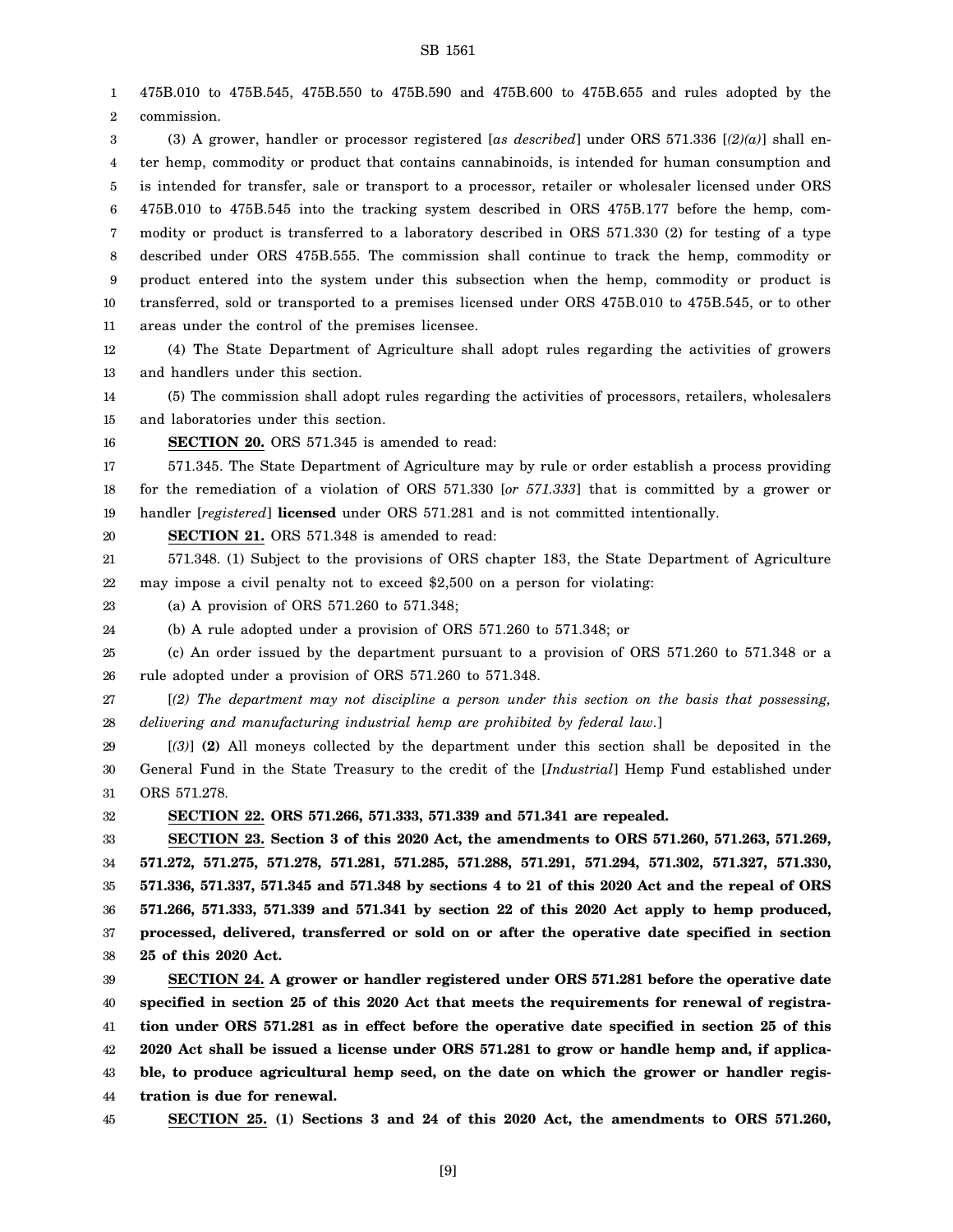475B.010 to 475B.545, 475B.550 to 475B.590 and 475B.600 to 475B.655 and rules adopted by the commission.

(3) A grower, handler or processor registered [*as described*] under ORS 571.336 [*(2)(a)*] shall enter hemp, commodity or product that contains cannabinoids, is intended for human consumption and is intended for transfer, sale or transport to a processor, retailer or wholesaler licensed under ORS 475B.010 to 475B.545 into the tracking system described in ORS 475B.177 before the hemp, commodity or product is transferred to a laboratory described in ORS 571.330 (2) for testing of a type described under ORS 475B.555. The commission shall continue to track the hemp, commodity or product entered into the system under this subsection when the hemp, commodity or product is transferred, sold or transported to a premises licensed under ORS 475B.010 to 475B.545, or to other areas under the control of the premises licensee.

(4) The State Department of Agriculture shall adopt rules regarding the activities of growers and handlers under this section.

(5) The commission shall adopt rules regarding the activities of processors, retailers, wholesalers and laboratories under this section.

**SECTION 20.** ORS 571.345 is amended to read:

571.345. The State Department of Agriculture may by rule or order establish a process providing for the remediation of a violation of ORS 571.330 [*or 571.333*] that is committed by a grower or handler [*registered*] **licensed** under ORS 571.281 and is not committed intentionally.

**SECTION 21.** ORS 571.348 is amended to read:

571.348. (1) Subject to the provisions of ORS chapter 183, the State Department of Agriculture may impose a civil penalty not to exceed $2,500 on a person for violating:

(a) A provision of ORS 571.260 to 571.348;

(b) A rule adopted under a provision of ORS 571.260 to 571.348; or

(c) An order issued by the department pursuant to a provision of ORS 571.260 to 571.348 or a rule adopted under a provision of ORS 571.260 to 571.348.

[*(2) The department may not discipline a person under this section on the basis that possessing, delivering and manufacturing industrial hemp are prohibited by federal law.*]

[*(3)*] **(2)** All moneys collected by the department under this section shall be deposited in the General Fund in the State Treasury to the credit of the [*Industrial*] Hemp Fund established under ORS 571.278.

**SECTION 22. ORS 571.266, 571.333, 571.339 and 571.341 are repealed.**

**SECTION 23. Section 3 of this 2020 Act, the amendments to ORS 571.260, 571.263, 571.269, 571.272, 571.275, 571.278, 571.281, 571.285, 571.288, 571.291, 571.294, 571.302, 571.327, 571.330, 571.336, 571.337, 571.345 and 571.348 by sections 4 to 21 of this 2020 Act and the repeal of ORS 571.266, 571.333, 571.339 and 571.341 by section 22 of this 2020 Act apply to hemp produced, processed, delivered, transferred or sold on or after the operative date specified in section 25 of this 2020 Act.**

**SECTION 24. A grower or handler registered under ORS 571.281 before the operative date specified in section 25 of this 2020 Act that meets the requirements for renewal of registration under ORS 571.281 as in effect before the operative date specified in section 25 of this 2020 Act shall be issued a license under ORS 571.281 to grow or handle hemp and, if applicable, to produce agricultural hemp seed, on the date on which the grower or handler registration is due for renewal.**

**SECTION 25. (1) Sections 3 and 24 of this 2020 Act, the amendments to ORS 571.260,**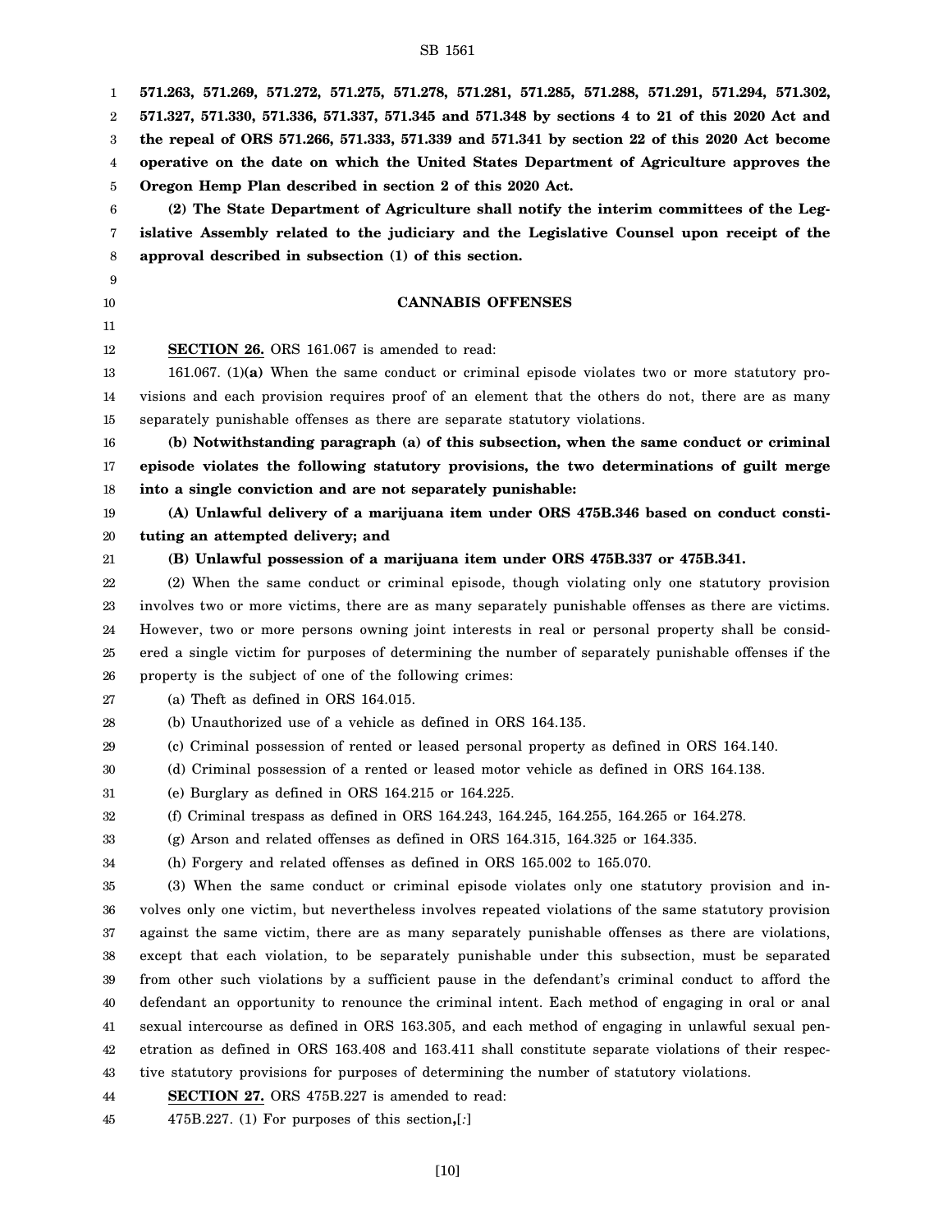**571.263, 571.269, 571.272, 571.275, 571.278, 571.281, 571.285, 571.288, 571.291, 571.294, 571.302, 571.327, 571.330, 571.336, 571.337, 571.345 and 571.348 by sections 4 to 21 of this 2020 Act and the repeal of ORS 571.266, 571.333, 571.339 and 571.341 by section 22 of this 2020 Act become operative on the date on which the United States Department of Agriculture approves the Oregon Hemp Plan described in section 2 of this 2020 Act.**

**(2) The State Department of Agriculture shall notify the interim committees of the Legislative Assembly related to the judiciary and the Legislative Counsel upon receipt of the approval described in subsection (1) of this section.**

## CANNABIS OFFENSES

**SECTION 26.** ORS 161.067 is amended to read:

161.067. (1)**(a)** When the same conduct or criminal episode violates two or more statutory provisions and each provision requires proof of an element that the others do not, there are as many separately punishable offenses as there are separate statutory violations.

**(b) Notwithstanding paragraph (a) of this subsection, when the same conduct or criminal episode violates the following statutory provisions, the two determinations of guilt merge into a single conviction and are not separately punishable:**

**(A) Unlawful delivery of a marijuana item under ORS 475B.346 based on conduct constituting an attempted delivery; and**

**(B) Unlawful possession of a marijuana item under ORS 475B.337 or 475B.341.**

(2) When the same conduct or criminal episode, though violating only one statutory provision involves two or more victims, there are as many separately punishable offenses as there are victims. However, two or more persons owning joint interests in real or personal property shall be considered a single victim for purposes of determining the number of separately punishable offenses if the property is the subject of one of the following crimes:

(a) Theft as defined in ORS 164.015.

(b) Unauthorized use of a vehicle as defined in ORS 164.135.

(c) Criminal possession of rented or leased personal property as defined in ORS 164.140.

(d) Criminal possession of a rented or leased motor vehicle as defined in ORS 164.138.

(e) Burglary as defined in ORS 164.215 or 164.225.

(f) Criminal trespass as defined in ORS 164.243, 164.245, 164.255, 164.265 or 164.278.

(g) Arson and related offenses as defined in ORS 164.315, 164.325 or 164.335.

(h) Forgery and related offenses as defined in ORS 165.002 to 165.070.

(3) When the same conduct or criminal episode violates only one statutory provision and involves only one victim, but nevertheless involves repeated violations of the same statutory provision against the same victim, there are as many separately punishable offenses as there are violations, except that each violation, to be separately punishable under this subsection, must be separated from other such violations by a sufficient pause in the defendant's criminal conduct to afford the defendant an opportunity to renounce the criminal intent. Each method of engaging in oral or anal sexual intercourse as defined in ORS 163.305, and each method of engaging in unlawful sexual penetration as defined in ORS 163.408 and 163.411 shall constitute separate violations of their respective statutory provisions for purposes of determining the number of statutory violations.

**SECTION 27.** ORS 475B.227 is amended to read:

475B.227. (1) For purposes of this section**,**[*:*]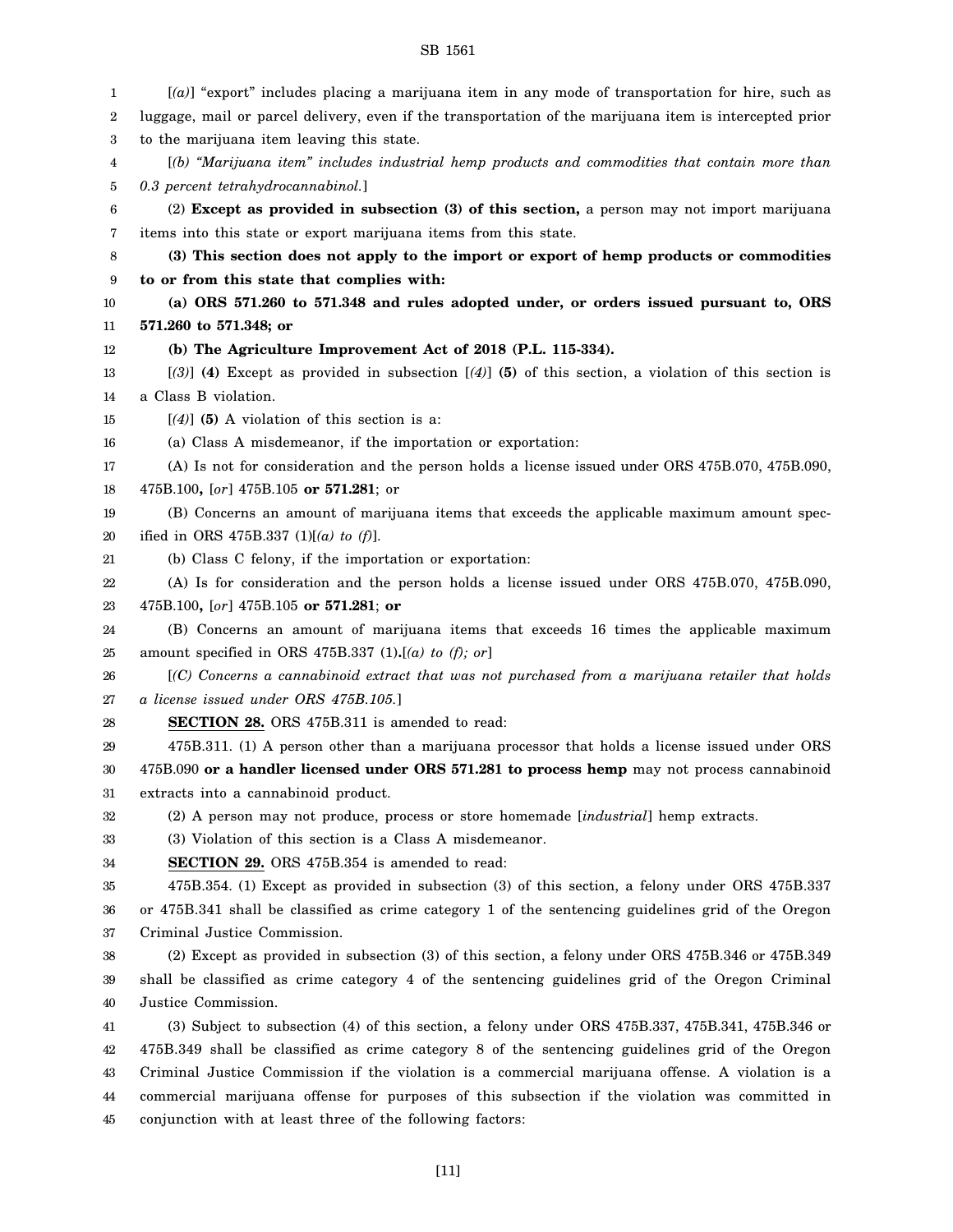[*(a)*] "export" includes placing a marijuana item in any mode of transportation for hire, such as luggage, mail or parcel delivery, even if the transportation of the marijuana item is intercepted prior to the marijuana item leaving this state.

[*(b) "Marijuana item" includes industrial hemp products and commodities that contain more than 0.3 percent tetrahydrocannabinol.*]

(2) **Except as provided in subsection (3) of this section,** a person may not import marijuana items into this state or export marijuana items from this state.

**(3) This section does not apply to the import or export of hemp products or commodities to or from this state that complies with:**

**(a) ORS 571.260 to 571.348 and rules adopted under, or orders issued pursuant to, ORS 571.260 to 571.348; or**

**(b) The Agriculture Improvement Act of 2018 (P.L. 115-334).**

[*(3)*] **(4)** Except as provided in subsection [*(4)*] **(5)** of this section, a violation of this section is a Class B violation.

[*(4)*] **(5)** A violation of this section is a:

(a) Class A misdemeanor, if the importation or exportation:

(A) Is not for consideration and the person holds a license issued under ORS 475B.070, 475B.090, 475B.100**,** [*or*] 475B.105 **or 571.281**; or

(B) Concerns an amount of marijuana items that exceeds the applicable maximum amount specified in ORS 475B.337 (1)[*(a) to (f)*].

(b) Class C felony, if the importation or exportation:

(A) Is for consideration and the person holds a license issued under ORS 475B.070, 475B.090, 475B.100**,** [*or*] 475B.105 **or 571.281**; **or**

(B) Concerns an amount of marijuana items that exceeds 16 times the applicable maximum amount specified in ORS 475B.337 (1)**.**[*(a) to (f); or*]

[*(C) Concerns a cannabinoid extract that was not purchased from a marijuana retailer that holds a license issued under ORS 475B.105.*]

**SECTION 28.** ORS 475B.311 is amended to read:

475B.311. (1) A person other than a marijuana processor that holds a license issued under ORS 475B.090 **or a handler licensed under ORS 571.281 to process hemp** may not process cannabinoid extracts into a cannabinoid product.

(2) A person may not produce, process or store homemade [*industrial*] hemp extracts.

(3) Violation of this section is a Class A misdemeanor.

**SECTION 29.** ORS 475B.354 is amended to read:

475B.354. (1) Except as provided in subsection (3) of this section, a felony under ORS 475B.337 or 475B.341 shall be classified as crime category 1 of the sentencing guidelines grid of the Oregon Criminal Justice Commission.

(2) Except as provided in subsection (3) of this section, a felony under ORS 475B.346 or 475B.349 shall be classified as crime category 4 of the sentencing guidelines grid of the Oregon Criminal Justice Commission.

(3) Subject to subsection (4) of this section, a felony under ORS 475B.337, 475B.341, 475B.346 or 475B.349 shall be classified as crime category 8 of the sentencing guidelines grid of the Oregon Criminal Justice Commission if the violation is a commercial marijuana offense. A violation is a commercial marijuana offense for purposes of this subsection if the violation was committed in conjunction with at least three of the following factors: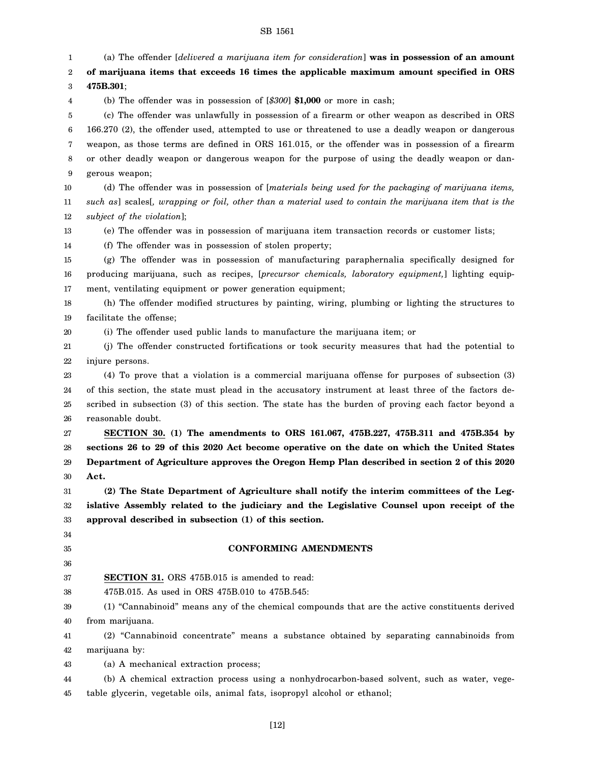(a) The offender [*delivered a marijuana item for consideration*] **was in possession of an amount of marijuana items that exceeds 16 times the applicable maximum amount specified in ORS 475B.301**;

(b) The offender was in possession of [*$300*] **$1,000** or more in cash;

(c) The offender was unlawfully in possession of a firearm or other weapon as described in ORS 166.270 (2), the offender used, attempted to use or threatened to use a deadly weapon or dangerous weapon, as those terms are defined in ORS 161.015, or the offender was in possession of a firearm or other deadly weapon or dangerous weapon for the purpose of using the deadly weapon or dangerous weapon;

(d) The offender was in possession of [*materials being used for the packaging of marijuana items, such as*] scales[*, wrapping or foil, other than a material used to contain the marijuana item that is the subject of the violation*];

(e) The offender was in possession of marijuana item transaction records or customer lists;

(f) The offender was in possession of stolen property;

(g) The offender was in possession of manufacturing paraphernalia specifically designed for producing marijuana, such as recipes, [*precursor chemicals, laboratory equipment,*] lighting equipment, ventilating equipment or power generation equipment;

(h) The offender modified structures by painting, wiring, plumbing or lighting the structures to facilitate the offense;

(i) The offender used public lands to manufacture the marijuana item; or

(j) The offender constructed fortifications or took security measures that had the potential to injure persons.

(4) To prove that a violation is a commercial marijuana offense for purposes of subsection (3) of this section, the state must plead in the accusatory instrument at least three of the factors described in subsection (3) of this section. The state has the burden of proving each factor beyond a reasonable doubt.

**SECTION 30. (1) The amendments to ORS 161.067, 475B.227, 475B.311 and 475B.354 by sections 26 to 29 of this 2020 Act become operative on the date on which the United States Department of Agriculture approves the Oregon Hemp Plan described in section 2 of this 2020 Act.**

**(2) The State Department of Agriculture shall notify the interim committees of the Legislative Assembly related to the judiciary and the Legislative Counsel upon receipt of the approval described in subsection (1) of this section.**

## CONFORMING AMENDMENTS

**SECTION 31.** ORS 475B.015 is amended to read:

475B.015. As used in ORS 475B.010 to 475B.545:

(1) "Cannabinoid" means any of the chemical compounds that are the active constituents derived from marijuana.

(2) "Cannabinoid concentrate" means a substance obtained by separating cannabinoids from marijuana by:

(a) A mechanical extraction process;

(b) A chemical extraction process using a nonhydrocarbon-based solvent, such as water, vegetable glycerin, vegetable oils, animal fats, isopropyl alcohol or ethanol;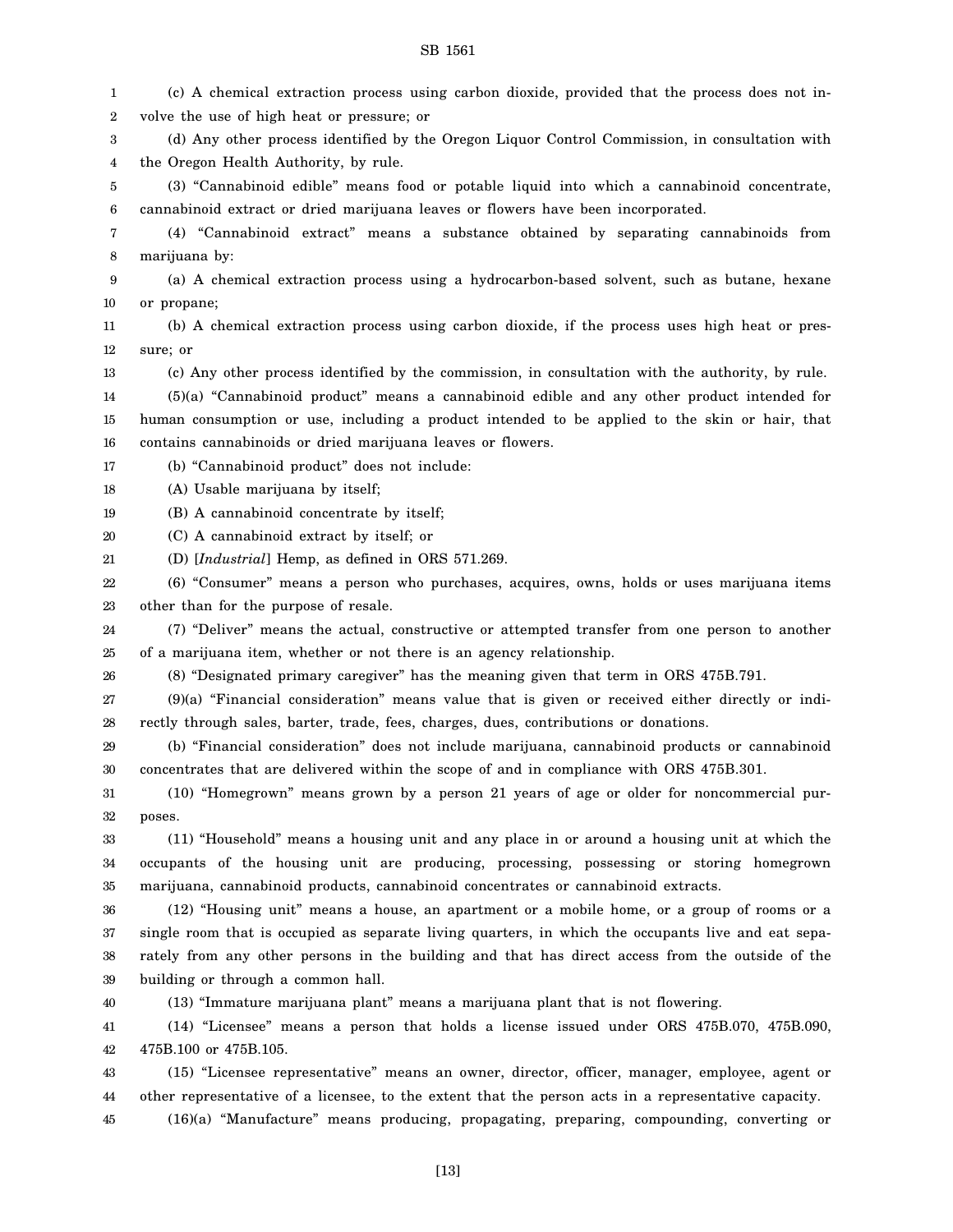(c) A chemical extraction process using carbon dioxide, provided that the process does not involve the use of high heat or pressure; or

(d) Any other process identified by the Oregon Liquor Control Commission, in consultation with the Oregon Health Authority, by rule.

(3) "Cannabinoid edible" means food or potable liquid into which a cannabinoid concentrate, cannabinoid extract or dried marijuana leaves or flowers have been incorporated.

(4) "Cannabinoid extract" means a substance obtained by separating cannabinoids from marijuana by:

(a) A chemical extraction process using a hydrocarbon-based solvent, such as butane, hexane or propane;

(b) A chemical extraction process using carbon dioxide, if the process uses high heat or pressure; or

(c) Any other process identified by the commission, in consultation with the authority, by rule.

(5)(a) "Cannabinoid product" means a cannabinoid edible and any other product intended for human consumption or use, including a product intended to be applied to the skin or hair, that contains cannabinoids or dried marijuana leaves or flowers.

(b) "Cannabinoid product" does not include:

(A) Usable marijuana by itself;

(B) A cannabinoid concentrate by itself;

(C) A cannabinoid extract by itself; or

(D) [*Industrial*] Hemp, as defined in ORS 571.269.

(6) "Consumer" means a person who purchases, acquires, owns, holds or uses marijuana items other than for the purpose of resale.

(7) "Deliver" means the actual, constructive or attempted transfer from one person to another of a marijuana item, whether or not there is an agency relationship.

(8) "Designated primary caregiver" has the meaning given that term in ORS 475B.791.

(9)(a) "Financial consideration" means value that is given or received either directly or indirectly through sales, barter, trade, fees, charges, dues, contributions or donations.

(b) "Financial consideration" does not include marijuana, cannabinoid products or cannabinoid concentrates that are delivered within the scope of and in compliance with ORS 475B.301.

(10) "Homegrown" means grown by a person 21 years of age or older for noncommercial purposes.

(11) "Household" means a housing unit and any place in or around a housing unit at which the occupants of the housing unit are producing, processing, possessing or storing homegrown marijuana, cannabinoid products, cannabinoid concentrates or cannabinoid extracts.

(12) "Housing unit" means a house, an apartment or a mobile home, or a group of rooms or a single room that is occupied as separate living quarters, in which the occupants live and eat separately from any other persons in the building and that has direct access from the outside of the building or through a common hall.

(13) "Immature marijuana plant" means a marijuana plant that is not flowering.

(14) "Licensee" means a person that holds a license issued under ORS 475B.070, 475B.090, 475B.100 or 475B.105.

(15) "Licensee representative" means an owner, director, officer, manager, employee, agent or other representative of a licensee, to the extent that the person acts in a representative capacity.

(16)(a) "Manufacture" means producing, propagating, preparing, compounding, converting or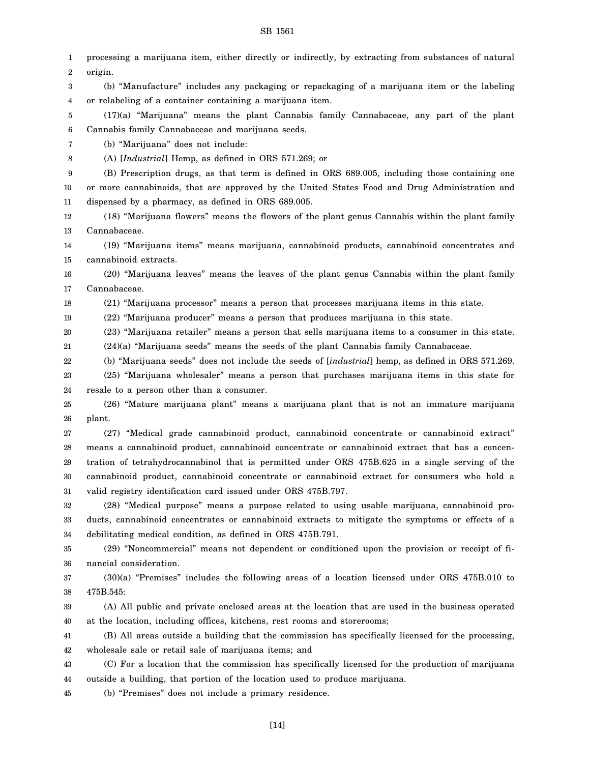processing a marijuana item, either directly or indirectly, by extracting from substances of natural origin.

(b) "Manufacture" includes any packaging or repackaging of a marijuana item or the labeling or relabeling of a container containing a marijuana item.

(17)(a) "Marijuana" means the plant Cannabis family Cannabaceae, any part of the plant Cannabis family Cannabaceae and marijuana seeds.

(b) "Marijuana" does not include:

(A) [*Industrial*] Hemp, as defined in ORS 571.269; or

(B) Prescription drugs, as that term is defined in ORS 689.005, including those containing one or more cannabinoids, that are approved by the United States Food and Drug Administration and dispensed by a pharmacy, as defined in ORS 689.005.

(18) "Marijuana flowers" means the flowers of the plant genus Cannabis within the plant family Cannabaceae.

(19) "Marijuana items" means marijuana, cannabinoid products, cannabinoid concentrates and cannabinoid extracts.

(20) "Marijuana leaves" means the leaves of the plant genus Cannabis within the plant family Cannabaceae.

(21) "Marijuana processor" means a person that processes marijuana items in this state.

(22) "Marijuana producer" means a person that produces marijuana in this state.

(23) "Marijuana retailer" means a person that sells marijuana items to a consumer in this state.

(24)(a) "Marijuana seeds" means the seeds of the plant Cannabis family Cannabaceae.

(b) "Marijuana seeds" does not include the seeds of [*industrial*] hemp, as defined in ORS 571.269.

(25) "Marijuana wholesaler" means a person that purchases marijuana items in this state for resale to a person other than a consumer.

(26) "Mature marijuana plant" means a marijuana plant that is not an immature marijuana plant.

(27) "Medical grade cannabinoid product, cannabinoid concentrate or cannabinoid extract" means a cannabinoid product, cannabinoid concentrate or cannabinoid extract that has a concentration of tetrahydrocannabinol that is permitted under ORS 475B.625 in a single serving of the cannabinoid product, cannabinoid concentrate or cannabinoid extract for consumers who hold a valid registry identification card issued under ORS 475B.797.

(28) "Medical purpose" means a purpose related to using usable marijuana, cannabinoid products, cannabinoid concentrates or cannabinoid extracts to mitigate the symptoms or effects of a debilitating medical condition, as defined in ORS 475B.791.

(29) "Noncommercial" means not dependent or conditioned upon the provision or receipt of financial consideration.

(30)(a) "Premises" includes the following areas of a location licensed under ORS 475B.010 to 475B.545:

(A) All public and private enclosed areas at the location that are used in the business operated at the location, including offices, kitchens, rest rooms and storerooms;

(B) All areas outside a building that the commission has specifically licensed for the processing, wholesale sale or retail sale of marijuana items; and

(C) For a location that the commission has specifically licensed for the production of marijuana outside a building, that portion of the location used to produce marijuana.

(b) "Premises" does not include a primary residence.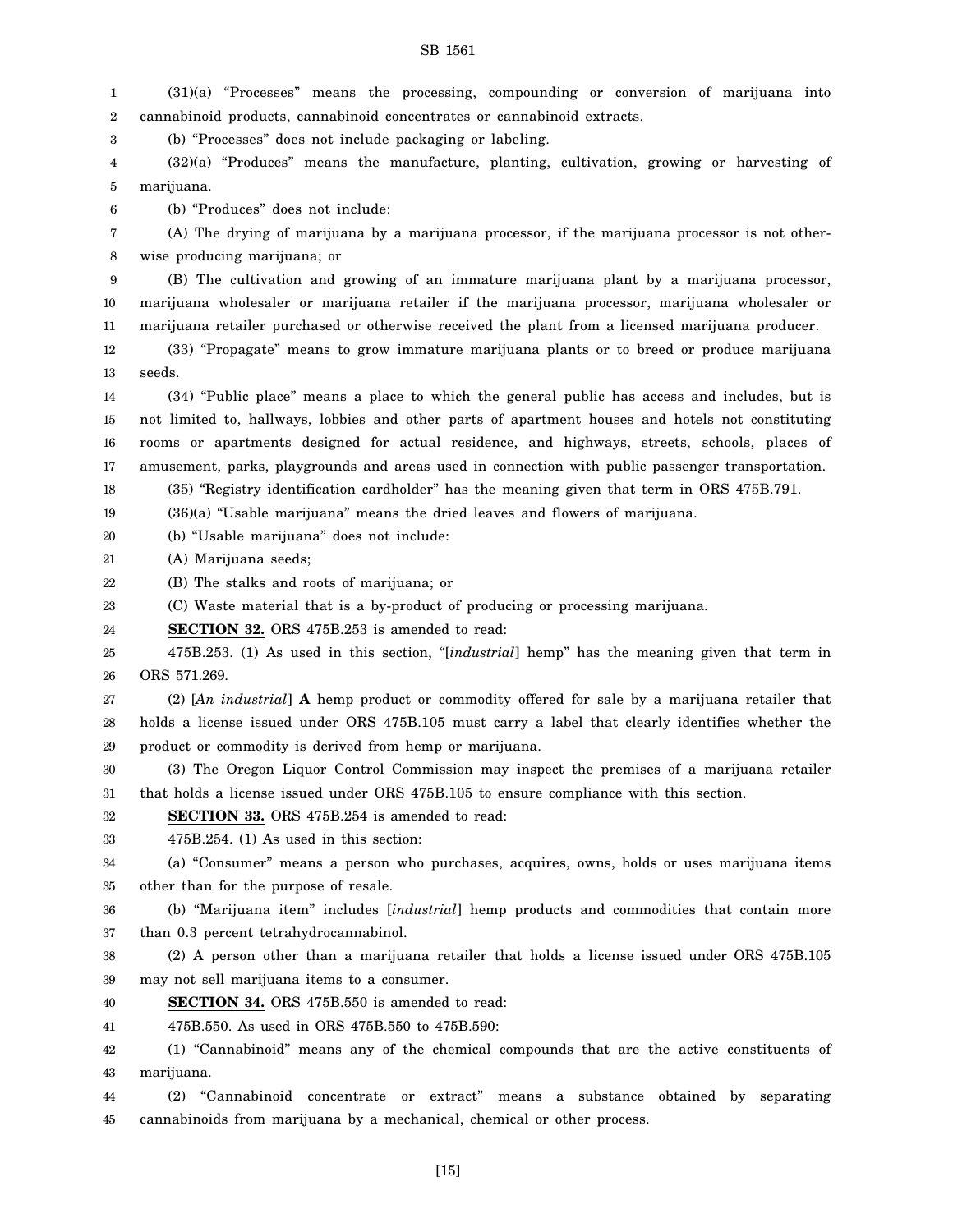(31)(a) "Processes" means the processing, compounding or conversion of marijuana into cannabinoid products, cannabinoid concentrates or cannabinoid extracts.

(b) "Processes" does not include packaging or labeling.

(32)(a) "Produces" means the manufacture, planting, cultivation, growing or harvesting of marijuana.

(b) "Produces" does not include:

(A) The drying of marijuana by a marijuana processor, if the marijuana processor is not otherwise producing marijuana; or

(B) The cultivation and growing of an immature marijuana plant by a marijuana processor, marijuana wholesaler or marijuana retailer if the marijuana processor, marijuana wholesaler or marijuana retailer purchased or otherwise received the plant from a licensed marijuana producer.

(33) "Propagate" means to grow immature marijuana plants or to breed or produce marijuana seeds.

(34) "Public place" means a place to which the general public has access and includes, but is not limited to, hallways, lobbies and other parts of apartment houses and hotels not constituting rooms or apartments designed for actual residence, and highways, streets, schools, places of amusement, parks, playgrounds and areas used in connection with public passenger transportation.

(35) "Registry identification cardholder" has the meaning given that term in ORS 475B.791.

(36)(a) "Usable marijuana" means the dried leaves and flowers of marijuana.

(b) "Usable marijuana" does not include:

(A) Marijuana seeds;

(B) The stalks and roots of marijuana; or

(C) Waste material that is a by-product of producing or processing marijuana.

**SECTION 32.** ORS 475B.253 is amended to read:

475B.253. (1) As used in this section, "[*industrial*] hemp" has the meaning given that term in ORS 571.269.

(2) [*An industrial*] **A** hemp product or commodity offered for sale by a marijuana retailer that holds a license issued under ORS 475B.105 must carry a label that clearly identifies whether the product or commodity is derived from hemp or marijuana.

(3) The Oregon Liquor Control Commission may inspect the premises of a marijuana retailer that holds a license issued under ORS 475B.105 to ensure compliance with this section.

**SECTION 33.** ORS 475B.254 is amended to read:

475B.254. (1) As used in this section:

(a) "Consumer" means a person who purchases, acquires, owns, holds or uses marijuana items other than for the purpose of resale.

(b) "Marijuana item" includes [*industrial*] hemp products and commodities that contain more than 0.3 percent tetrahydrocannabinol.

(2) A person other than a marijuana retailer that holds a license issued under ORS 475B.105 may not sell marijuana items to a consumer.

**SECTION 34.** ORS 475B.550 is amended to read:

475B.550. As used in ORS 475B.550 to 475B.590:

(1) "Cannabinoid" means any of the chemical compounds that are the active constituents of marijuana.

(2) "Cannabinoid concentrate or extract" means a substance obtained by separating cannabinoids from marijuana by a mechanical, chemical or other process.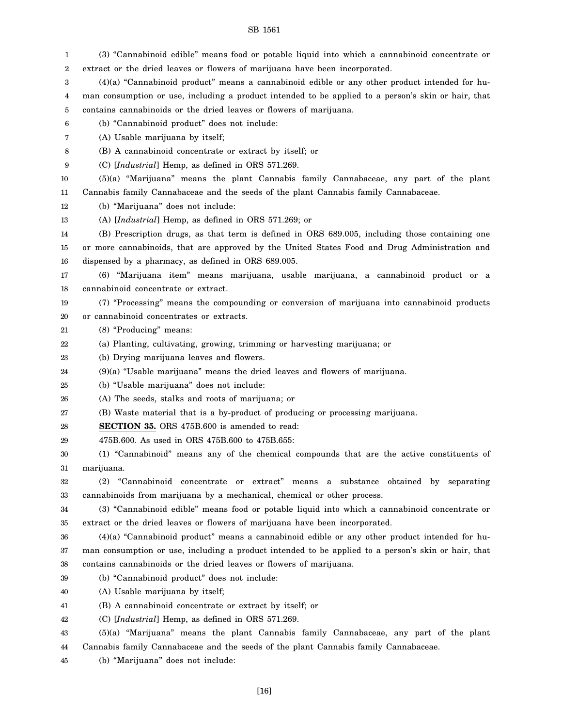(3) "Cannabinoid edible" means food or potable liquid into which a cannabinoid concentrate or extract or the dried leaves or flowers of marijuana have been incorporated.

(4)(a) "Cannabinoid product" means a cannabinoid edible or any other product intended for human consumption or use, including a product intended to be applied to a person's skin or hair, that contains cannabinoids or the dried leaves or flowers of marijuana.

(b) "Cannabinoid product" does not include:

(A) Usable marijuana by itself;

(B) A cannabinoid concentrate or extract by itself; or

(C) [*Industrial*] Hemp, as defined in ORS 571.269.

(5)(a) "Marijuana" means the plant Cannabis family Cannabaceae, any part of the plant Cannabis family Cannabaceae and the seeds of the plant Cannabis family Cannabaceae.

(b) "Marijuana" does not include:

(A) [*Industrial*] Hemp, as defined in ORS 571.269; or

(B) Prescription drugs, as that term is defined in ORS 689.005, including those containing one or more cannabinoids, that are approved by the United States Food and Drug Administration and dispensed by a pharmacy, as defined in ORS 689.005.

(6) "Marijuana item" means marijuana, usable marijuana, a cannabinoid product or a cannabinoid concentrate or extract.

(7) "Processing" means the compounding or conversion of marijuana into cannabinoid products or cannabinoid concentrates or extracts.

(8) "Producing" means:

(a) Planting, cultivating, growing, trimming or harvesting marijuana; or

(b) Drying marijuana leaves and flowers.

(9)(a) "Usable marijuana" means the dried leaves and flowers of marijuana.

(b) "Usable marijuana" does not include:

(A) The seeds, stalks and roots of marijuana; or

(B) Waste material that is a by-product of producing or processing marijuana.

**SECTION 35.** ORS 475B.600 is amended to read:

475B.600. As used in ORS 475B.600 to 475B.655:

(1) "Cannabinoid" means any of the chemical compounds that are the active constituents of marijuana.

(2) "Cannabinoid concentrate or extract" means a substance obtained by separating cannabinoids from marijuana by a mechanical, chemical or other process.

(3) "Cannabinoid edible" means food or potable liquid into which a cannabinoid concentrate or extract or the dried leaves or flowers of marijuana have been incorporated.

(4)(a) "Cannabinoid product" means a cannabinoid edible or any other product intended for human consumption or use, including a product intended to be applied to a person's skin or hair, that contains cannabinoids or the dried leaves or flowers of marijuana.

(b) "Cannabinoid product" does not include:

(A) Usable marijuana by itself;

(B) A cannabinoid concentrate or extract by itself; or

(C) [*Industrial*] Hemp, as defined in ORS 571.269.

(5)(a) "Marijuana" means the plant Cannabis family Cannabaceae, any part of the plant Cannabis family Cannabaceae and the seeds of the plant Cannabis family Cannabaceae.

(b) "Marijuana" does not include: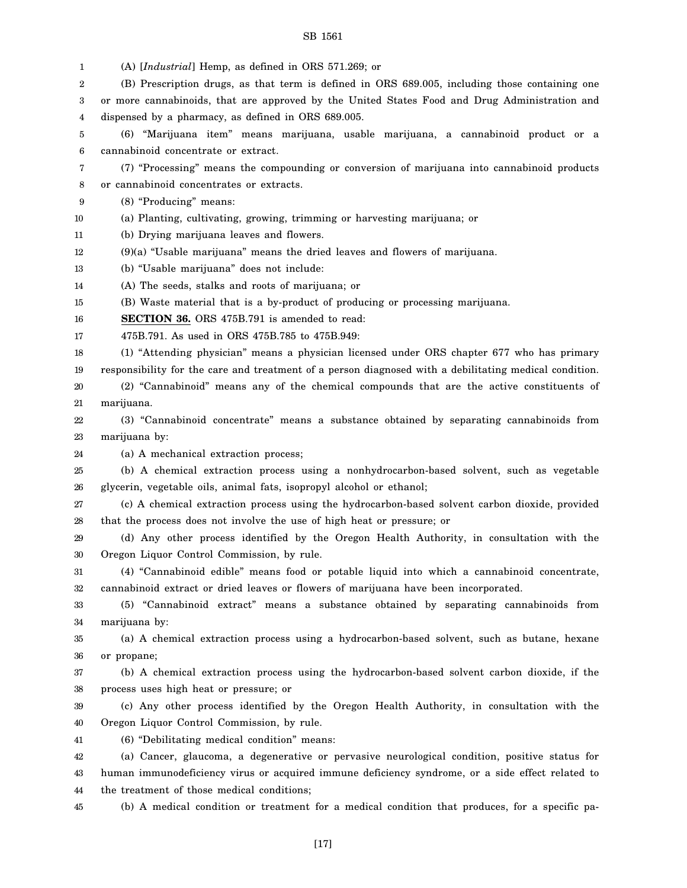(A) [*Industrial*] Hemp, as defined in ORS 571.269; or

(B) Prescription drugs, as that term is defined in ORS 689.005, including those containing one or more cannabinoids, that are approved by the United States Food and Drug Administration and dispensed by a pharmacy, as defined in ORS 689.005.

(6) "Marijuana item" means marijuana, usable marijuana, a cannabinoid product or a cannabinoid concentrate or extract.

(7) "Processing" means the compounding or conversion of marijuana into cannabinoid products or cannabinoid concentrates or extracts.

(8) "Producing" means:

(a) Planting, cultivating, growing, trimming or harvesting marijuana; or

(b) Drying marijuana leaves and flowers.

(9)(a) "Usable marijuana" means the dried leaves and flowers of marijuana.

(b) "Usable marijuana" does not include:

(A) The seeds, stalks and roots of marijuana; or

(B) Waste material that is a by-product of producing or processing marijuana.

**SECTION 36.** ORS 475B.791 is amended to read:

475B.791. As used in ORS 475B.785 to 475B.949:

(1) "Attending physician" means a physician licensed under ORS chapter 677 who has primary responsibility for the care and treatment of a person diagnosed with a debilitating medical condition.

(2) "Cannabinoid" means any of the chemical compounds that are the active constituents of marijuana.

(3) "Cannabinoid concentrate" means a substance obtained by separating cannabinoids from marijuana by:

(a) A mechanical extraction process;

(b) A chemical extraction process using a nonhydrocarbon-based solvent, such as vegetable glycerin, vegetable oils, animal fats, isopropyl alcohol or ethanol;

(c) A chemical extraction process using the hydrocarbon-based solvent carbon dioxide, provided that the process does not involve the use of high heat or pressure; or

(d) Any other process identified by the Oregon Health Authority, in consultation with the Oregon Liquor Control Commission, by rule.

(4) "Cannabinoid edible" means food or potable liquid into which a cannabinoid concentrate, cannabinoid extract or dried leaves or flowers of marijuana have been incorporated.

(5) "Cannabinoid extract" means a substance obtained by separating cannabinoids from marijuana by:

(a) A chemical extraction process using a hydrocarbon-based solvent, such as butane, hexane or propane;

(b) A chemical extraction process using the hydrocarbon-based solvent carbon dioxide, if the process uses high heat or pressure; or

(c) Any other process identified by the Oregon Health Authority, in consultation with the Oregon Liquor Control Commission, by rule.

(6) "Debilitating medical condition" means:

(a) Cancer, glaucoma, a degenerative or pervasive neurological condition, positive status for human immunodeficiency virus or acquired immune deficiency syndrome, or a side effect related to the treatment of those medical conditions;

(b) A medical condition or treatment for a medical condition that produces, for a specific pa-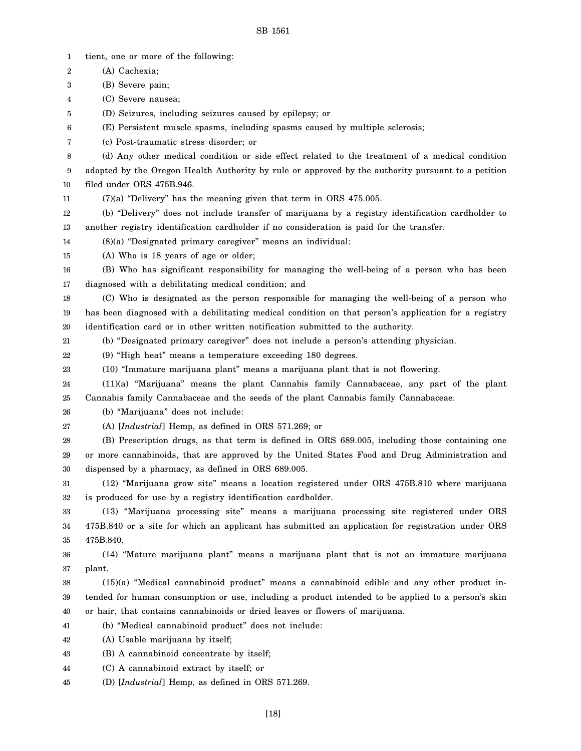tient, one or more of the following:

(A) Cachexia;

(B) Severe pain;

(C) Severe nausea;

(D) Seizures, including seizures caused by epilepsy; or

(E) Persistent muscle spasms, including spasms caused by multiple sclerosis;

(c) Post-traumatic stress disorder; or

(d) Any other medical condition or side effect related to the treatment of a medical condition adopted by the Oregon Health Authority by rule or approved by the authority pursuant to a petition filed under ORS 475B.946.

(7)(a) "Delivery" has the meaning given that term in ORS 475.005.

(b) "Delivery" does not include transfer of marijuana by a registry identification cardholder to another registry identification cardholder if no consideration is paid for the transfer.

(8)(a) "Designated primary caregiver" means an individual:

(A) Who is 18 years of age or older;

(B) Who has significant responsibility for managing the well-being of a person who has been diagnosed with a debilitating medical condition; and

(C) Who is designated as the person responsible for managing the well-being of a person who has been diagnosed with a debilitating medical condition on that person's application for a registry identification card or in other written notification submitted to the authority.

(b) "Designated primary caregiver" does not include a person's attending physician.

(9) "High heat" means a temperature exceeding 180 degrees.

(10) "Immature marijuana plant" means a marijuana plant that is not flowering.

(11)(a) "Marijuana" means the plant Cannabis family Cannabaceae, any part of the plant Cannabis family Cannabaceae and the seeds of the plant Cannabis family Cannabaceae.

(b) "Marijuana" does not include:

(A) [*Industrial*] Hemp, as defined in ORS 571.269; or

(B) Prescription drugs, as that term is defined in ORS 689.005, including those containing one or more cannabinoids, that are approved by the United States Food and Drug Administration and dispensed by a pharmacy, as defined in ORS 689.005.

(12) "Marijuana grow site" means a location registered under ORS 475B.810 where marijuana is produced for use by a registry identification cardholder.

(13) "Marijuana processing site" means a marijuana processing site registered under ORS 475B.840 or a site for which an applicant has submitted an application for registration under ORS 475B.840.

(14) "Mature marijuana plant" means a marijuana plant that is not an immature marijuana plant.

(15)(a) "Medical cannabinoid product" means a cannabinoid edible and any other product intended for human consumption or use, including a product intended to be applied to a person's skin or hair, that contains cannabinoids or dried leaves or flowers of marijuana.

(b) "Medical cannabinoid product" does not include:

(A) Usable marijuana by itself;

(B) A cannabinoid concentrate by itself;

(C) A cannabinoid extract by itself; or

(D) [*Industrial*] Hemp, as defined in ORS 571.269.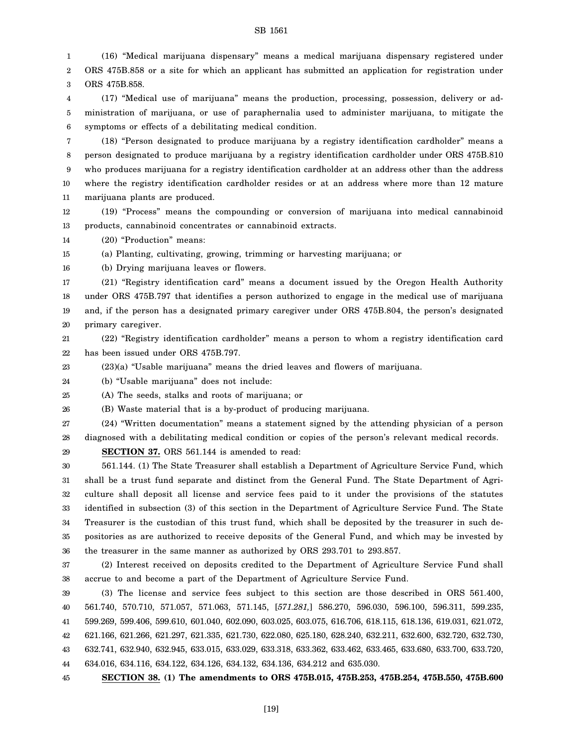(16) "Medical marijuana dispensary" means a medical marijuana dispensary registered under ORS 475B.858 or a site for which an applicant has submitted an application for registration under ORS 475B.858.

(17) "Medical use of marijuana" means the production, processing, possession, delivery or administration of marijuana, or use of paraphernalia used to administer marijuana, to mitigate the symptoms or effects of a debilitating medical condition.

(18) "Person designated to produce marijuana by a registry identification cardholder" means a person designated to produce marijuana by a registry identification cardholder under ORS 475B.810 who produces marijuana for a registry identification cardholder at an address other than the address where the registry identification cardholder resides or at an address where more than 12 mature marijuana plants are produced.

(19) "Process" means the compounding or conversion of marijuana into medical cannabinoid products, cannabinoid concentrates or cannabinoid extracts.

(20) "Production" means:

(a) Planting, cultivating, growing, trimming or harvesting marijuana; or

(b) Drying marijuana leaves or flowers.

(21) "Registry identification card" means a document issued by the Oregon Health Authority under ORS 475B.797 that identifies a person authorized to engage in the medical use of marijuana and, if the person has a designated primary caregiver under ORS 475B.804, the person's designated primary caregiver.

(22) "Registry identification cardholder" means a person to whom a registry identification card has been issued under ORS 475B.797.

(23)(a) "Usable marijuana" means the dried leaves and flowers of marijuana.

(b) "Usable marijuana" does not include:

(A) The seeds, stalks and roots of marijuana; or

(B) Waste material that is a by-product of producing marijuana.

(24) "Written documentation" means a statement signed by the attending physician of a person diagnosed with a debilitating medical condition or copies of the person's relevant medical records.

**SECTION 37.** ORS 561.144 is amended to read:

561.144. (1) The State Treasurer shall establish a Department of Agriculture Service Fund, which shall be a trust fund separate and distinct from the General Fund. The State Department of Agriculture shall deposit all license and service fees paid to it under the provisions of the statutes identified in subsection (3) of this section in the Department of Agriculture Service Fund. The State Treasurer is the custodian of this trust fund, which shall be deposited by the treasurer in such depositories as are authorized to receive deposits of the General Fund, and which may be invested by the treasurer in the same manner as authorized by ORS 293.701 to 293.857.

(2) Interest received on deposits credited to the Department of Agriculture Service Fund shall accrue to and become a part of the Department of Agriculture Service Fund.

(3) The license and service fees subject to this section are those described in ORS 561.400, 561.740, 570.710, 571.057, 571.063, 571.145, [*571.281,*] 586.270, 596.030, 596.100, 596.311, 599.235, 599.269, 599.406, 599.610, 601.040, 602.090, 603.025, 603.075, 616.706, 618.115, 618.136, 619.031, 621.072, 621.166, 621.266, 621.297, 621.335, 621.730, 622.080, 625.180, 628.240, 632.211, 632.600, 632.720, 632.730, 632.741, 632.940, 632.945, 633.015, 633.029, 633.318, 633.362, 633.462, 633.465, 633.680, 633.700, 633.720, 634.016, 634.116, 634.122, 634.126, 634.132, 634.136, 634.212 and 635.030.

**SECTION 38. (1) The amendments to ORS 475B.015, 475B.253, 475B.254, 475B.550, 475B.600**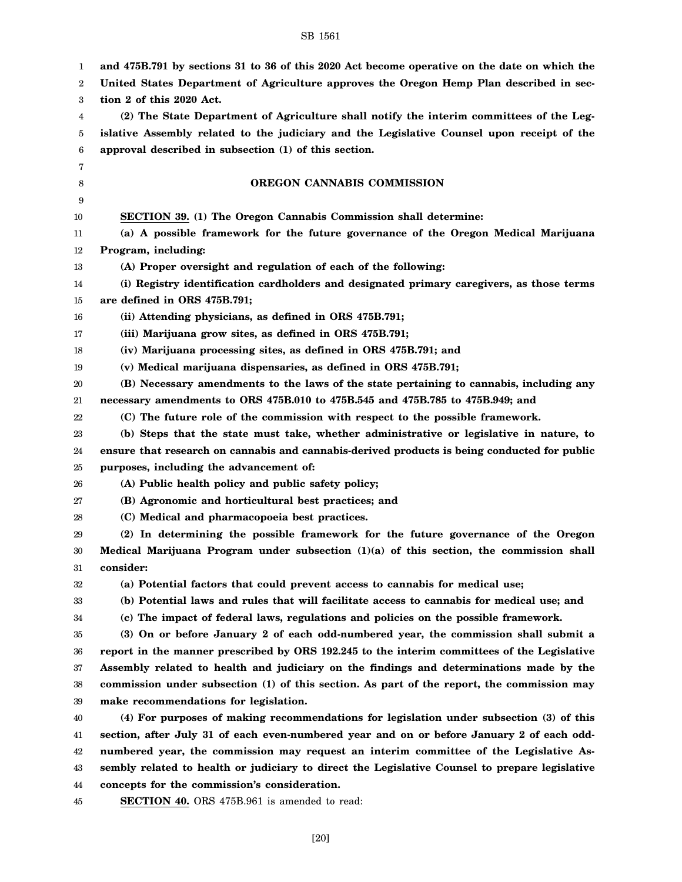**and 475B.791 by sections 31 to 36 of this 2020 Act become operative on the date on which the United States Department of Agriculture approves the Oregon Hemp Plan described in section 2 of this 2020 Act.**

**(2) The State Department of Agriculture shall notify the interim committees of the Legislative Assembly related to the judiciary and the Legislative Counsel upon receipt of the approval described in subsection (1) of this section.**

## OREGON CANNABIS COMMISSION

**SECTION 39. (1) The Oregon Cannabis Commission shall determine:**

**(a) A possible framework for the future governance of the Oregon Medical Marijuana Program, including:**

**(A) Proper oversight and regulation of each of the following:**

**(i) Registry identification cardholders and designated primary caregivers, as those terms are defined in ORS 475B.791;**

**(ii) Attending physicians, as defined in ORS 475B.791;**

**(iii) Marijuana grow sites, as defined in ORS 475B.791;**

**(iv) Marijuana processing sites, as defined in ORS 475B.791; and**

**(v) Medical marijuana dispensaries, as defined in ORS 475B.791;**

**(B) Necessary amendments to the laws of the state pertaining to cannabis, including any necessary amendments to ORS 475B.010 to 475B.545 and 475B.785 to 475B.949; and**

**(C) The future role of the commission with respect to the possible framework.**

**(b) Steps that the state must take, whether administrative or legislative in nature, to ensure that research on cannabis and cannabis-derived products is being conducted for public purposes, including the advancement of:**

**(A) Public health policy and public safety policy;**

**(B) Agronomic and horticultural best practices; and**

**(C) Medical and pharmacopoeia best practices.**

**(2) In determining the possible framework for the future governance of the Oregon Medical Marijuana Program under subsection (1)(a) of this section, the commission shall consider:**

**(a) Potential factors that could prevent access to cannabis for medical use;**

**(b) Potential laws and rules that will facilitate access to cannabis for medical use; and**

**(c) The impact of federal laws, regulations and policies on the possible framework.**

**(3) On or before January 2 of each odd-numbered year, the commission shall submit a report in the manner prescribed by ORS 192.245 to the interim committees of the Legislative Assembly related to health and judiciary on the findings and determinations made by the commission under subsection (1) of this section. As part of the report, the commission may make recommendations for legislation.**

**(4) For purposes of making recommendations for legislation under subsection (3) of this section, after July 31 of each even-numbered year and on or before January 2 of each odd-numbered year, the commission may request an interim committee of the Legislative Assembly related to health or judiciary to direct the Legislative Counsel to prepare legislative concepts for the commission's consideration.**

**SECTION 40.** ORS 475B.961 is amended to read: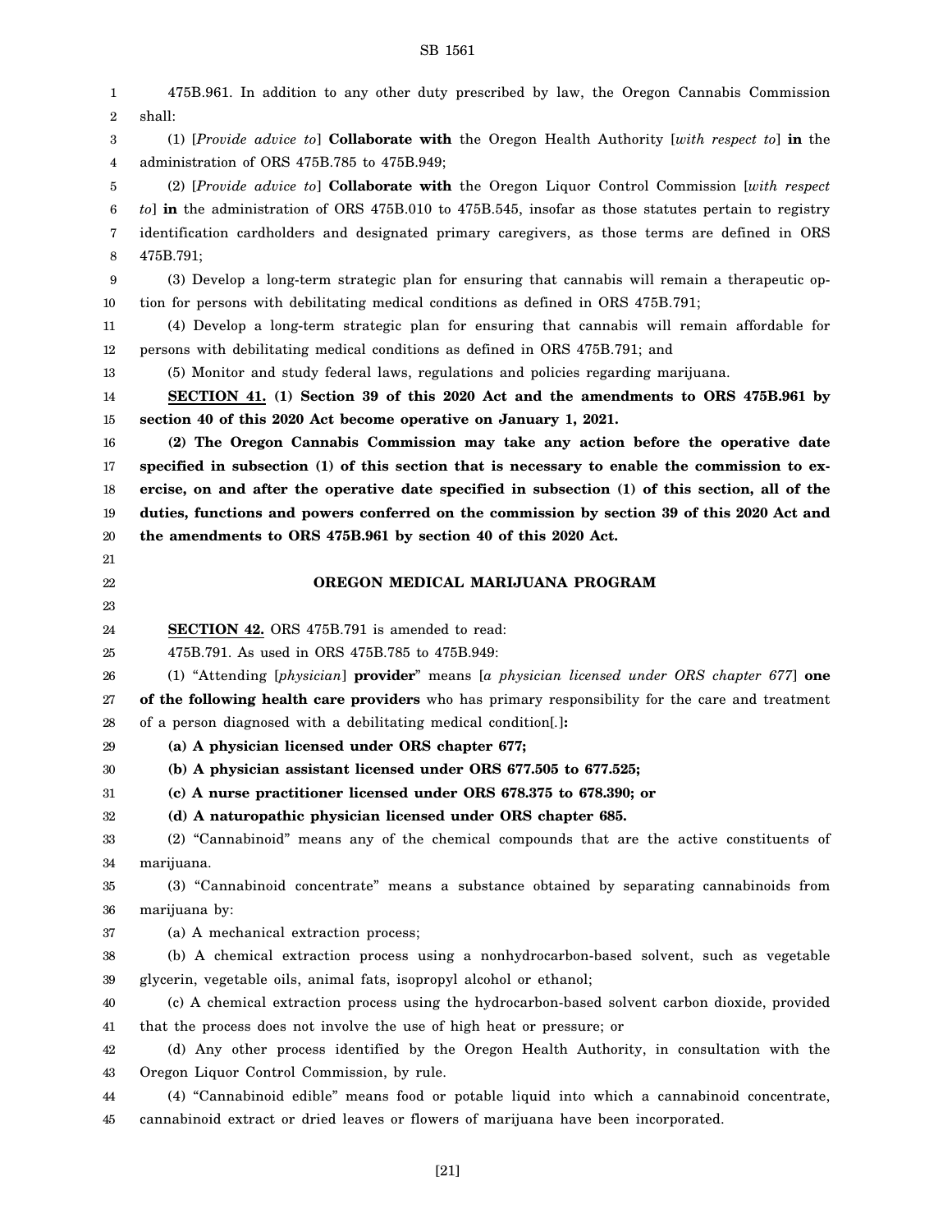475B.961. In addition to any other duty prescribed by law, the Oregon Cannabis Commission shall:

(1) [*Provide advice to*] **Collaborate with** the Oregon Health Authority [*with respect to*] **in** the administration of ORS 475B.785 to 475B.949;

(2) [*Provide advice to*] **Collaborate with** the Oregon Liquor Control Commission [*with respect to*] **in** the administration of ORS 475B.010 to 475B.545, insofar as those statutes pertain to registry identification cardholders and designated primary caregivers, as those terms are defined in ORS 475B.791;

(3) Develop a long-term strategic plan for ensuring that cannabis will remain a therapeutic option for persons with debilitating medical conditions as defined in ORS 475B.791;

(4) Develop a long-term strategic plan for ensuring that cannabis will remain affordable for persons with debilitating medical conditions as defined in ORS 475B.791; and

(5) Monitor and study federal laws, regulations and policies regarding marijuana.

**SECTION 41. (1) Section 39 of this 2020 Act and the amendments to ORS 475B.961 by section 40 of this 2020 Act become operative on January 1, 2021.**

**(2) The Oregon Cannabis Commission may take any action before the operative date specified in subsection (1) of this section that is necessary to enable the commission to exercise, on and after the operative date specified in subsection (1) of this section, all of the duties, functions and powers conferred on the commission by section 39 of this 2020 Act and the amendments to ORS 475B.961 by section 40 of this 2020 Act.**

## OREGON MEDICAL MARIJUANA PROGRAM

**SECTION 42.** ORS 475B.791 is amended to read:

475B.791. As used in ORS 475B.785 to 475B.949:

(1) "Attending [*physician*] **provider**" means [*a physician licensed under ORS chapter 677*] **one of the following health care providers** who has primary responsibility for the care and treatment of a person diagnosed with a debilitating medical condition[*.*]**:**

**(a) A physician licensed under ORS chapter 677;**

**(b) A physician assistant licensed under ORS 677.505 to 677.525;**

**(c) A nurse practitioner licensed under ORS 678.375 to 678.390; or**

**(d) A naturopathic physician licensed under ORS chapter 685.**

(2) "Cannabinoid" means any of the chemical compounds that are the active constituents of marijuana.

(3) "Cannabinoid concentrate" means a substance obtained by separating cannabinoids from marijuana by:

(a) A mechanical extraction process;

(b) A chemical extraction process using a nonhydrocarbon-based solvent, such as vegetable glycerin, vegetable oils, animal fats, isopropyl alcohol or ethanol;

(c) A chemical extraction process using the hydrocarbon-based solvent carbon dioxide, provided that the process does not involve the use of high heat or pressure; or

(d) Any other process identified by the Oregon Health Authority, in consultation with the Oregon Liquor Control Commission, by rule.

(4) "Cannabinoid edible" means food or potable liquid into which a cannabinoid concentrate, cannabinoid extract or dried leaves or flowers of marijuana have been incorporated.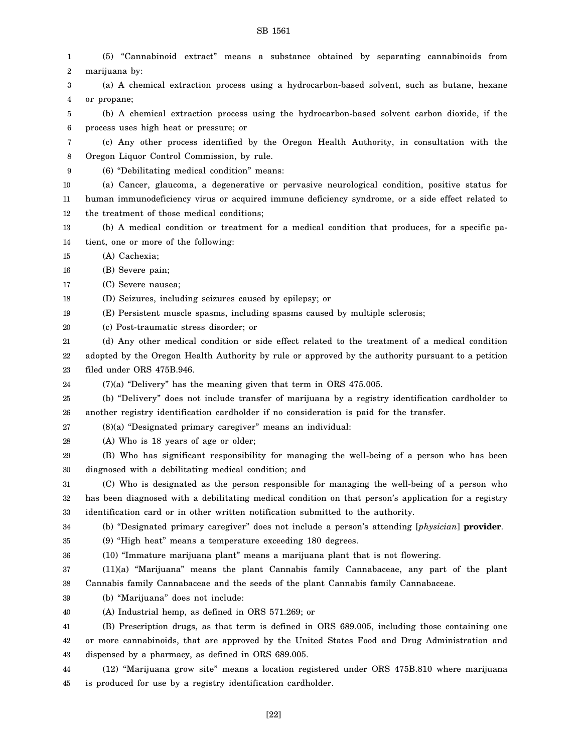(5) "Cannabinoid extract" means a substance obtained by separating cannabinoids from marijuana by:

(a) A chemical extraction process using a hydrocarbon-based solvent, such as butane, hexane or propane;

(b) A chemical extraction process using the hydrocarbon-based solvent carbon dioxide, if the process uses high heat or pressure; or

(c) Any other process identified by the Oregon Health Authority, in consultation with the Oregon Liquor Control Commission, by rule.

(6) "Debilitating medical condition" means:

(a) Cancer, glaucoma, a degenerative or pervasive neurological condition, positive status for human immunodeficiency virus or acquired immune deficiency syndrome, or a side effect related to the treatment of those medical conditions;

(b) A medical condition or treatment for a medical condition that produces, for a specific patient, one or more of the following:

(A) Cachexia;

(B) Severe pain;

(C) Severe nausea;

(D) Seizures, including seizures caused by epilepsy; or

(E) Persistent muscle spasms, including spasms caused by multiple sclerosis;

(c) Post-traumatic stress disorder; or

(d) Any other medical condition or side effect related to the treatment of a medical condition adopted by the Oregon Health Authority by rule or approved by the authority pursuant to a petition filed under ORS 475B.946.

(7)(a) "Delivery" has the meaning given that term in ORS 475.005.

(b) "Delivery" does not include transfer of marijuana by a registry identification cardholder to another registry identification cardholder if no consideration is paid for the transfer.

(8)(a) "Designated primary caregiver" means an individual:

(A) Who is 18 years of age or older;

(B) Who has significant responsibility for managing the well-being of a person who has been diagnosed with a debilitating medical condition; and

(C) Who is designated as the person responsible for managing the well-being of a person who has been diagnosed with a debilitating medical condition on that person's application for a registry identification card or in other written notification submitted to the authority.

(b) "Designated primary caregiver" does not include a person's attending [*physician*] **provider**.

(9) "High heat" means a temperature exceeding 180 degrees.

(10) "Immature marijuana plant" means a marijuana plant that is not flowering.

(11)(a) "Marijuana" means the plant Cannabis family Cannabaceae, any part of the plant Cannabis family Cannabaceae and the seeds of the plant Cannabis family Cannabaceae.

(b) "Marijuana" does not include:

(A) Industrial hemp, as defined in ORS 571.269; or

(B) Prescription drugs, as that term is defined in ORS 689.005, including those containing one or more cannabinoids, that are approved by the United States Food and Drug Administration and dispensed by a pharmacy, as defined in ORS 689.005.

(12) "Marijuana grow site" means a location registered under ORS 475B.810 where marijuana is produced for use by a registry identification cardholder.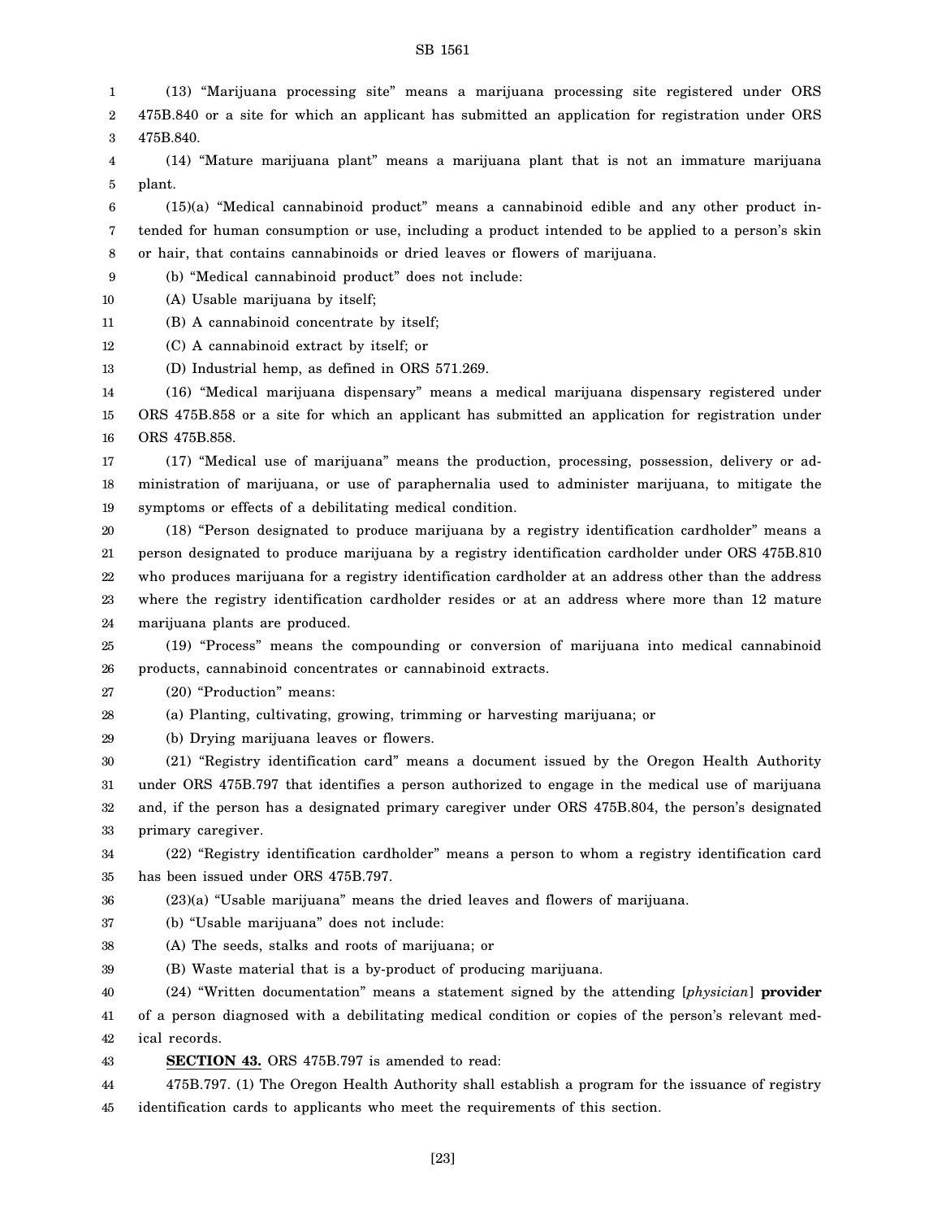(13) "Marijuana processing site" means a marijuana processing site registered under ORS 475B.840 or a site for which an applicant has submitted an application for registration under ORS 475B.840.

(14) "Mature marijuana plant" means a marijuana plant that is not an immature marijuana plant.

(15)(a) "Medical cannabinoid product" means a cannabinoid edible and any other product intended for human consumption or use, including a product intended to be applied to a person's skin or hair, that contains cannabinoids or dried leaves or flowers of marijuana.

(b) "Medical cannabinoid product" does not include:

(A) Usable marijuana by itself;

(B) A cannabinoid concentrate by itself;

(C) A cannabinoid extract by itself; or

(D) Industrial hemp, as defined in ORS 571.269.

(16) "Medical marijuana dispensary" means a medical marijuana dispensary registered under ORS 475B.858 or a site for which an applicant has submitted an application for registration under ORS 475B.858.

(17) "Medical use of marijuana" means the production, processing, possession, delivery or administration of marijuana, or use of paraphernalia used to administer marijuana, to mitigate the symptoms or effects of a debilitating medical condition.

(18) "Person designated to produce marijuana by a registry identification cardholder" means a person designated to produce marijuana by a registry identification cardholder under ORS 475B.810 who produces marijuana for a registry identification cardholder at an address other than the address where the registry identification cardholder resides or at an address where more than 12 mature marijuana plants are produced.

(19) "Process" means the compounding or conversion of marijuana into medical cannabinoid products, cannabinoid concentrates or cannabinoid extracts.

(20) "Production" means:

(a) Planting, cultivating, growing, trimming or harvesting marijuana; or

(b) Drying marijuana leaves or flowers.

(21) "Registry identification card" means a document issued by the Oregon Health Authority under ORS 475B.797 that identifies a person authorized to engage in the medical use of marijuana and, if the person has a designated primary caregiver under ORS 475B.804, the person's designated primary caregiver.

(22) "Registry identification cardholder" means a person to whom a registry identification card has been issued under ORS 475B.797.

(23)(a) "Usable marijuana" means the dried leaves and flowers of marijuana.

(b) "Usable marijuana" does not include:

(A) The seeds, stalks and roots of marijuana; or

(B) Waste material that is a by-product of producing marijuana.

(24) "Written documentation" means a statement signed by the attending [*physician*] **provider** of a person diagnosed with a debilitating medical condition or copies of the person's relevant medical records.

**SECTION 43.** ORS 475B.797 is amended to read:

475B.797. (1) The Oregon Health Authority shall establish a program for the issuance of registry identification cards to applicants who meet the requirements of this section.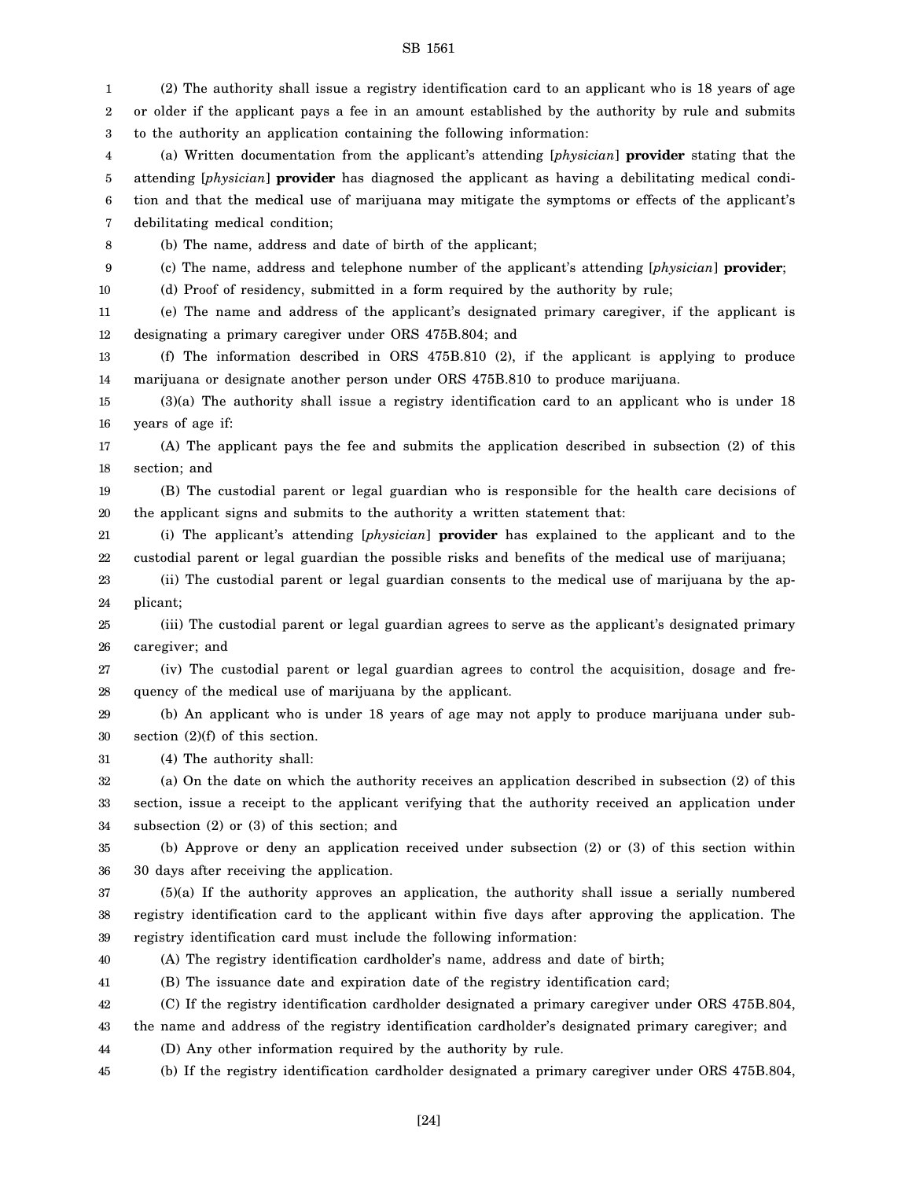(2) The authority shall issue a registry identification card to an applicant who is 18 years of age or older if the applicant pays a fee in an amount established by the authority by rule and submits to the authority an application containing the following information:

(a) Written documentation from the applicant's attending [*physician*] **provider** stating that the attending [*physician*] **provider** has diagnosed the applicant as having a debilitating medical condition and that the medical use of marijuana may mitigate the symptoms or effects of the applicant's debilitating medical condition;

(b) The name, address and date of birth of the applicant;

(c) The name, address and telephone number of the applicant's attending [*physician*] **provider**;

(d) Proof of residency, submitted in a form required by the authority by rule;

(e) The name and address of the applicant's designated primary caregiver, if the applicant is designating a primary caregiver under ORS 475B.804; and

(f) The information described in ORS 475B.810 (2), if the applicant is applying to produce marijuana or designate another person under ORS 475B.810 to produce marijuana.

(3)(a) The authority shall issue a registry identification card to an applicant who is under 18 years of age if:

(A) The applicant pays the fee and submits the application described in subsection (2) of this section; and

(B) The custodial parent or legal guardian who is responsible for the health care decisions of the applicant signs and submits to the authority a written statement that:

(i) The applicant's attending [*physician*] **provider** has explained to the applicant and to the custodial parent or legal guardian the possible risks and benefits of the medical use of marijuana;

(ii) The custodial parent or legal guardian consents to the medical use of marijuana by the applicant;

(iii) The custodial parent or legal guardian agrees to serve as the applicant's designated primary caregiver; and

(iv) The custodial parent or legal guardian agrees to control the acquisition, dosage and frequency of the medical use of marijuana by the applicant.

(b) An applicant who is under 18 years of age may not apply to produce marijuana under subsection (2)(f) of this section.

(4) The authority shall:

(a) On the date on which the authority receives an application described in subsection (2) of this section, issue a receipt to the applicant verifying that the authority received an application under subsection (2) or (3) of this section; and

(b) Approve or deny an application received under subsection (2) or (3) of this section within 30 days after receiving the application.

(5)(a) If the authority approves an application, the authority shall issue a serially numbered registry identification card to the applicant within five days after approving the application. The registry identification card must include the following information:

(A) The registry identification cardholder's name, address and date of birth;

(B) The issuance date and expiration date of the registry identification card;

(C) If the registry identification cardholder designated a primary caregiver under ORS 475B.804, the name and address of the registry identification cardholder's designated primary caregiver; and

(D) Any other information required by the authority by rule.

(b) If the registry identification cardholder designated a primary caregiver under ORS 475B.804,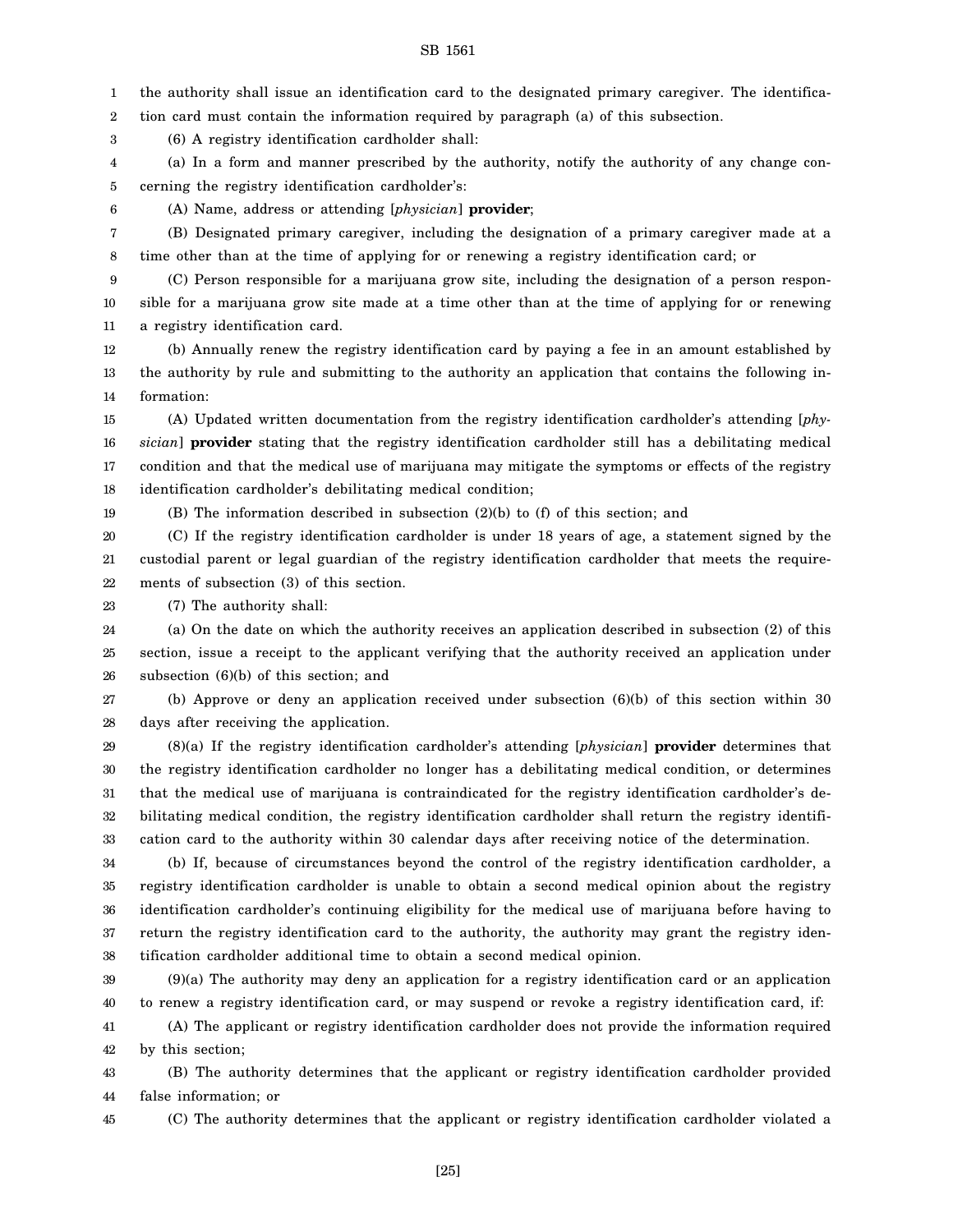the authority shall issue an identification card to the designated primary caregiver. The identification card must contain the information required by paragraph (a) of this subsection.

(6) A registry identification cardholder shall:

(a) In a form and manner prescribed by the authority, notify the authority of any change concerning the registry identification cardholder's:

(A) Name, address or attending [*physician*] **provider**;

(B) Designated primary caregiver, including the designation of a primary caregiver made at a time other than at the time of applying for or renewing a registry identification card; or

(C) Person responsible for a marijuana grow site, including the designation of a person responsible for a marijuana grow site made at a time other than at the time of applying for or renewing a registry identification card.

(b) Annually renew the registry identification card by paying a fee in an amount established by the authority by rule and submitting to the authority an application that contains the following information:

(A) Updated written documentation from the registry identification cardholder's attending [*physician*] **provider** stating that the registry identification cardholder still has a debilitating medical condition and that the medical use of marijuana may mitigate the symptoms or effects of the registry identification cardholder's debilitating medical condition;

(B) The information described in subsection (2)(b) to (f) of this section; and

(C) If the registry identification cardholder is under 18 years of age, a statement signed by the custodial parent or legal guardian of the registry identification cardholder that meets the requirements of subsection (3) of this section.

(7) The authority shall:

(a) On the date on which the authority receives an application described in subsection (2) of this section, issue a receipt to the applicant verifying that the authority received an application under subsection (6)(b) of this section; and

(b) Approve or deny an application received under subsection (6)(b) of this section within 30 days after receiving the application.

(8)(a) If the registry identification cardholder's attending [*physician*] **provider** determines that the registry identification cardholder no longer has a debilitating medical condition, or determines that the medical use of marijuana is contraindicated for the registry identification cardholder's debilitating medical condition, the registry identification cardholder shall return the registry identification card to the authority within 30 calendar days after receiving notice of the determination.

(b) If, because of circumstances beyond the control of the registry identification cardholder, a registry identification cardholder is unable to obtain a second medical opinion about the registry identification cardholder's continuing eligibility for the medical use of marijuana before having to return the registry identification card to the authority, the authority may grant the registry identification cardholder additional time to obtain a second medical opinion.

(9)(a) The authority may deny an application for a registry identification card or an application to renew a registry identification card, or may suspend or revoke a registry identification card, if:

(A) The applicant or registry identification cardholder does not provide the information required by this section;

(B) The authority determines that the applicant or registry identification cardholder provided false information; or

(C) The authority determines that the applicant or registry identification cardholder violated a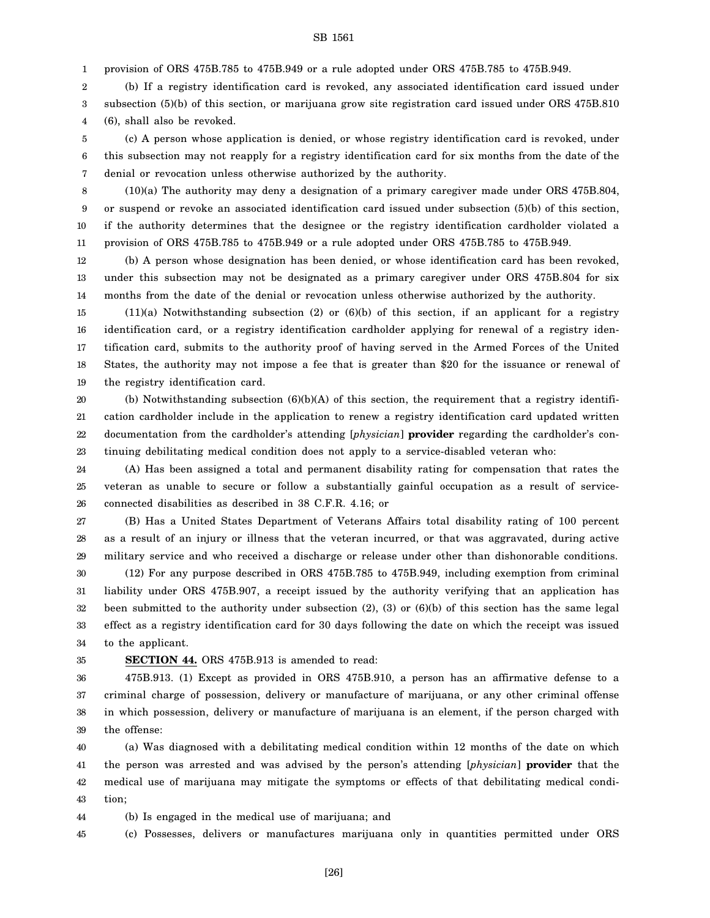provision of ORS 475B.785 to 475B.949 or a rule adopted under ORS 475B.785 to 475B.949.

(b) If a registry identification card is revoked, any associated identification card issued under subsection (5)(b) of this section, or marijuana grow site registration card issued under ORS 475B.810 (6), shall also be revoked.

(c) A person whose application is denied, or whose registry identification card is revoked, under this subsection may not reapply for a registry identification card for six months from the date of the denial or revocation unless otherwise authorized by the authority.

(10)(a) The authority may deny a designation of a primary caregiver made under ORS 475B.804, or suspend or revoke an associated identification card issued under subsection (5)(b) of this section, if the authority determines that the designee or the registry identification cardholder violated a provision of ORS 475B.785 to 475B.949 or a rule adopted under ORS 475B.785 to 475B.949.

(b) A person whose designation has been denied, or whose identification card has been revoked, under this subsection may not be designated as a primary caregiver under ORS 475B.804 for six months from the date of the denial or revocation unless otherwise authorized by the authority.

(11)(a) Notwithstanding subsection (2) or (6)(b) of this section, if an applicant for a registry identification card, or a registry identification cardholder applying for renewal of a registry identification card, submits to the authority proof of having served in the Armed Forces of the United States, the authority may not impose a fee that is greater than $20 for the issuance or renewal of the registry identification card.

(b) Notwithstanding subsection (6)(b)(A) of this section, the requirement that a registry identification cardholder include in the application to renew a registry identification card updated written documentation from the cardholder's attending [*physician*] **provider** regarding the cardholder's continuing debilitating medical condition does not apply to a service-disabled veteran who:

(A) Has been assigned a total and permanent disability rating for compensation that rates the veteran as unable to secure or follow a substantially gainful occupation as a result of service-connected disabilities as described in 38 C.F.R. 4.16; or

(B) Has a United States Department of Veterans Affairs total disability rating of 100 percent as a result of an injury or illness that the veteran incurred, or that was aggravated, during active military service and who received a discharge or release under other than dishonorable conditions.

(12) For any purpose described in ORS 475B.785 to 475B.949, including exemption from criminal liability under ORS 475B.907, a receipt issued by the authority verifying that an application has been submitted to the authority under subsection (2), (3) or (6)(b) of this section has the same legal effect as a registry identification card for 30 days following the date on which the receipt was issued to the applicant.

**SECTION 44.** ORS 475B.913 is amended to read:

475B.913. (1) Except as provided in ORS 475B.910, a person has an affirmative defense to a criminal charge of possession, delivery or manufacture of marijuana, or any other criminal offense in which possession, delivery or manufacture of marijuana is an element, if the person charged with the offense:

(a) Was diagnosed with a debilitating medical condition within 12 months of the date on which the person was arrested and was advised by the person's attending [*physician*] **provider** that the medical use of marijuana may mitigate the symptoms or effects of that debilitating medical condition;

(b) Is engaged in the medical use of marijuana; and

(c) Possesses, delivers or manufactures marijuana only in quantities permitted under ORS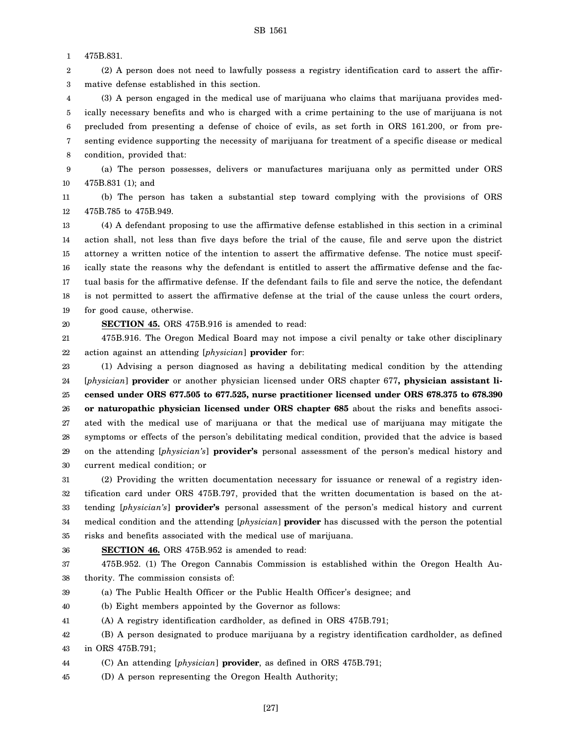475B.831.

(2) A person does not need to lawfully possess a registry identification card to assert the affirmative defense established in this section.

(3) A person engaged in the medical use of marijuana who claims that marijuana provides medically necessary benefits and who is charged with a crime pertaining to the use of marijuana is not precluded from presenting a defense of choice of evils, as set forth in ORS 161.200, or from presenting evidence supporting the necessity of marijuana for treatment of a specific disease or medical condition, provided that:

(a) The person possesses, delivers or manufactures marijuana only as permitted under ORS 475B.831 (1); and

(b) The person has taken a substantial step toward complying with the provisions of ORS 475B.785 to 475B.949.

(4) A defendant proposing to use the affirmative defense established in this section in a criminal action shall, not less than five days before the trial of the cause, file and serve upon the district attorney a written notice of the intention to assert the affirmative defense. The notice must specifically state the reasons why the defendant is entitled to assert the affirmative defense and the factual basis for the affirmative defense. If the defendant fails to file and serve the notice, the defendant is not permitted to assert the affirmative defense at the trial of the cause unless the court orders, for good cause, otherwise.

**SECTION 45.** ORS 475B.916 is amended to read:

475B.916. The Oregon Medical Board may not impose a civil penalty or take other disciplinary action against an attending [*physician*] **provider** for:

(1) Advising a person diagnosed as having a debilitating medical condition by the attending [*physician*] **provider** or another physician licensed under ORS chapter 677**, physician assistant licensed under ORS 677.505 to 677.525, nurse practitioner licensed under ORS 678.375 to 678.390 or naturopathic physician licensed under ORS chapter 685** about the risks and benefits associated with the medical use of marijuana or that the medical use of marijuana may mitigate the symptoms or effects of the person's debilitating medical condition, provided that the advice is based on the attending [*physician's*] **provider's** personal assessment of the person's medical history and current medical condition; or

(2) Providing the written documentation necessary for issuance or renewal of a registry identification card under ORS 475B.797, provided that the written documentation is based on the attending [*physician's*] **provider's** personal assessment of the person's medical history and current medical condition and the attending [*physician*] **provider** has discussed with the person the potential risks and benefits associated with the medical use of marijuana.

**SECTION 46.** ORS 475B.952 is amended to read:

475B.952. (1) The Oregon Cannabis Commission is established within the Oregon Health Authority. The commission consists of:

(a) The Public Health Officer or the Public Health Officer's designee; and

(b) Eight members appointed by the Governor as follows:

(A) A registry identification cardholder, as defined in ORS 475B.791;

(B) A person designated to produce marijuana by a registry identification cardholder, as defined in ORS 475B.791;

(C) An attending [*physician*] **provider**, as defined in ORS 475B.791;

(D) A person representing the Oregon Health Authority;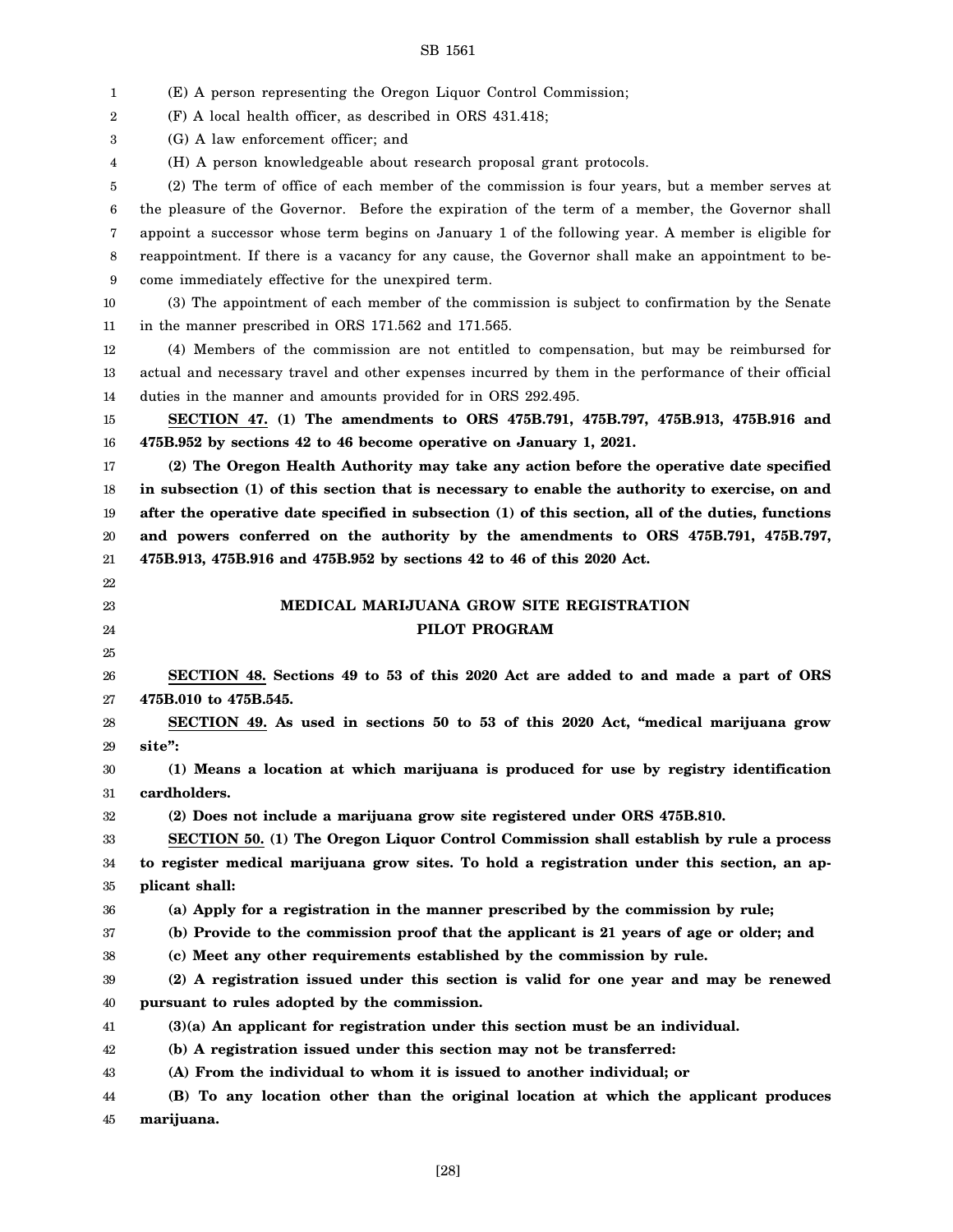(E) A person representing the Oregon Liquor Control Commission;

(F) A local health officer, as described in ORS 431.418;

(G) A law enforcement officer; and

(H) A person knowledgeable about research proposal grant protocols.

(2) The term of office of each member of the commission is four years, but a member serves at the pleasure of the Governor. Before the expiration of the term of a member, the Governor shall appoint a successor whose term begins on January 1 of the following year. A member is eligible for reappointment. If there is a vacancy for any cause, the Governor shall make an appointment to become immediately effective for the unexpired term.

(3) The appointment of each member of the commission is subject to confirmation by the Senate in the manner prescribed in ORS 171.562 and 171.565.

(4) Members of the commission are not entitled to compensation, but may be reimbursed for actual and necessary travel and other expenses incurred by them in the performance of their official duties in the manner and amounts provided for in ORS 292.495.

**SECTION 47. (1) The amendments to ORS 475B.791, 475B.797, 475B.913, 475B.916 and 475B.952 by sections 42 to 46 become operative on January 1, 2021.**

**(2) The Oregon Health Authority may take any action before the operative date specified in subsection (1) of this section that is necessary to enable the authority to exercise, on and after the operative date specified in subsection (1) of this section, all of the duties, functions and powers conferred on the authority by the amendments to ORS 475B.791, 475B.797, 475B.913, 475B.916 and 475B.952 by sections 42 to 46 of this 2020 Act.**

## MEDICAL MARIJUANA GROW SITE REGISTRATION PILOT PROGRAM

**SECTION 48. Sections 49 to 53 of this 2020 Act are added to and made a part of ORS 475B.010 to 475B.545.**

**SECTION 49. As used in sections 50 to 53 of this 2020 Act, "medical marijuana grow site":**

**(1) Means a location at which marijuana is produced for use by registry identification cardholders.**

**(2) Does not include a marijuana grow site registered under ORS 475B.810.**

**SECTION 50. (1) The Oregon Liquor Control Commission shall establish by rule a process to register medical marijuana grow sites. To hold a registration under this section, an applicant shall:**

**(a) Apply for a registration in the manner prescribed by the commission by rule;**

**(b) Provide to the commission proof that the applicant is 21 years of age or older; and**

**(c) Meet any other requirements established by the commission by rule.**

**(2) A registration issued under this section is valid for one year and may be renewed pursuant to rules adopted by the commission.**

**(3)(a) An applicant for registration under this section must be an individual.**

**(b) A registration issued under this section may not be transferred:**

**(A) From the individual to whom it is issued to another individual; or**

**(B) To any location other than the original location at which the applicant produces marijuana.**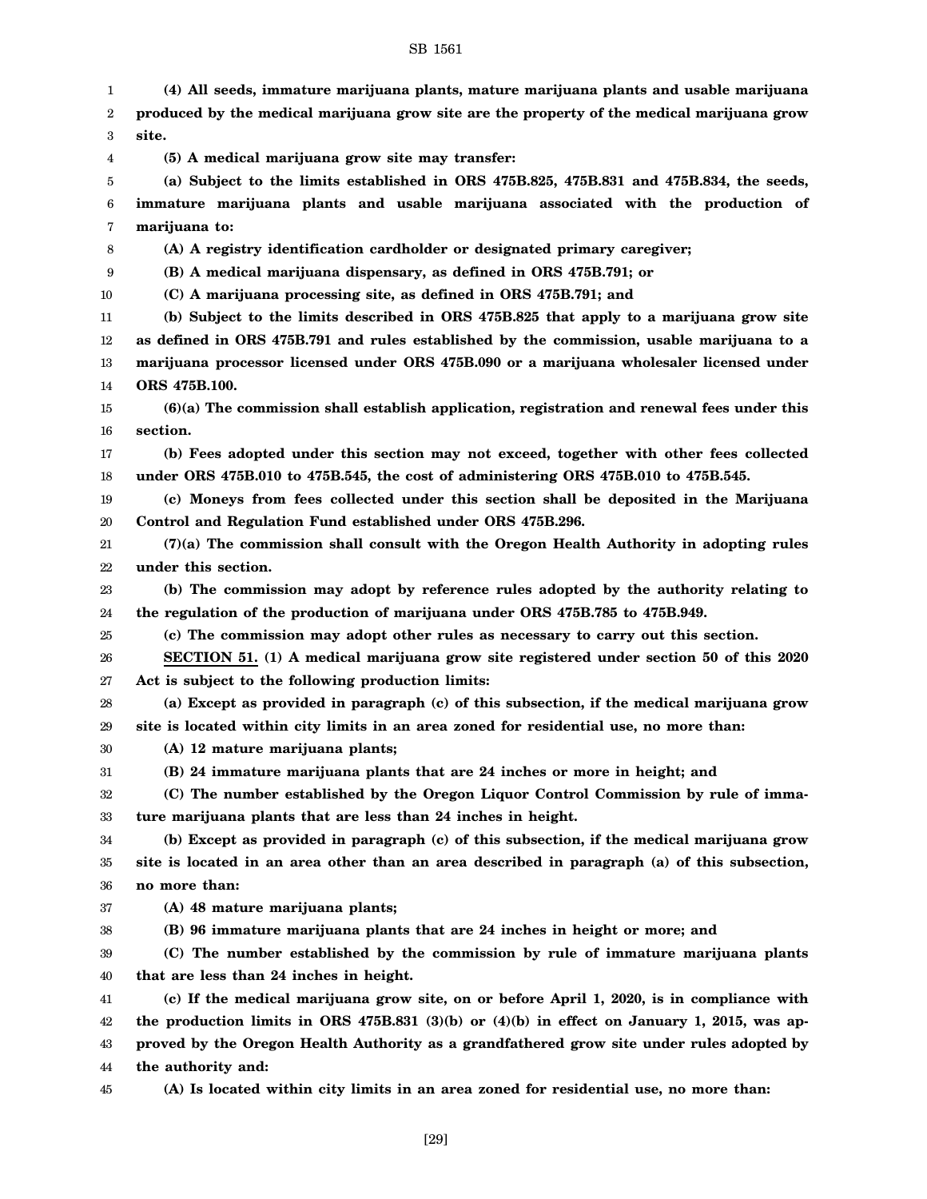**(4) All seeds, immature marijuana plants, mature marijuana plants and usable marijuana produced by the medical marijuana grow site are the property of the medical marijuana grow site.**

**(5) A medical marijuana grow site may transfer:**

**(a) Subject to the limits established in ORS 475B.825, 475B.831 and 475B.834, the seeds, immature marijuana plants and usable marijuana associated with the production of marijuana to:**

**(A) A registry identification cardholder or designated primary caregiver;**

**(B) A medical marijuana dispensary, as defined in ORS 475B.791; or**

**(C) A marijuana processing site, as defined in ORS 475B.791; and**

**(b) Subject to the limits described in ORS 475B.825 that apply to a marijuana grow site as defined in ORS 475B.791 and rules established by the commission, usable marijuana to a marijuana processor licensed under ORS 475B.090 or a marijuana wholesaler licensed under ORS 475B.100.**

**(6)(a) The commission shall establish application, registration and renewal fees under this section.**

**(b) Fees adopted under this section may not exceed, together with other fees collected under ORS 475B.010 to 475B.545, the cost of administering ORS 475B.010 to 475B.545.**

**(c) Moneys from fees collected under this section shall be deposited in the Marijuana Control and Regulation Fund established under ORS 475B.296.**

**(7)(a) The commission shall consult with the Oregon Health Authority in adopting rules under this section.**

**(b) The commission may adopt by reference rules adopted by the authority relating to the regulation of the production of marijuana under ORS 475B.785 to 475B.949.**

**(c) The commission may adopt other rules as necessary to carry out this section.**

**SECTION 51. (1) A medical marijuana grow site registered under section 50 of this 2020 Act is subject to the following production limits:**

**(a) Except as provided in paragraph (c) of this subsection, if the medical marijuana grow site is located within city limits in an area zoned for residential use, no more than:**

**(A) 12 mature marijuana plants;**

**(B) 24 immature marijuana plants that are 24 inches or more in height; and**

**(C) The number established by the Oregon Liquor Control Commission by rule of immature marijuana plants that are less than 24 inches in height.**

**(b) Except as provided in paragraph (c) of this subsection, if the medical marijuana grow site is located in an area other than an area described in paragraph (a) of this subsection, no more than:**

**(A) 48 mature marijuana plants;**

**(B) 96 immature marijuana plants that are 24 inches in height or more; and**

**(C) The number established by the commission by rule of immature marijuana plants that are less than 24 inches in height.**

**(c) If the medical marijuana grow site, on or before April 1, 2020, is in compliance with the production limits in ORS 475B.831 (3)(b) or (4)(b) in effect on January 1, 2015, was approved by the Oregon Health Authority as a grandfathered grow site under rules adopted by the authority and:**

**(A) Is located within city limits in an area zoned for residential use, no more than:**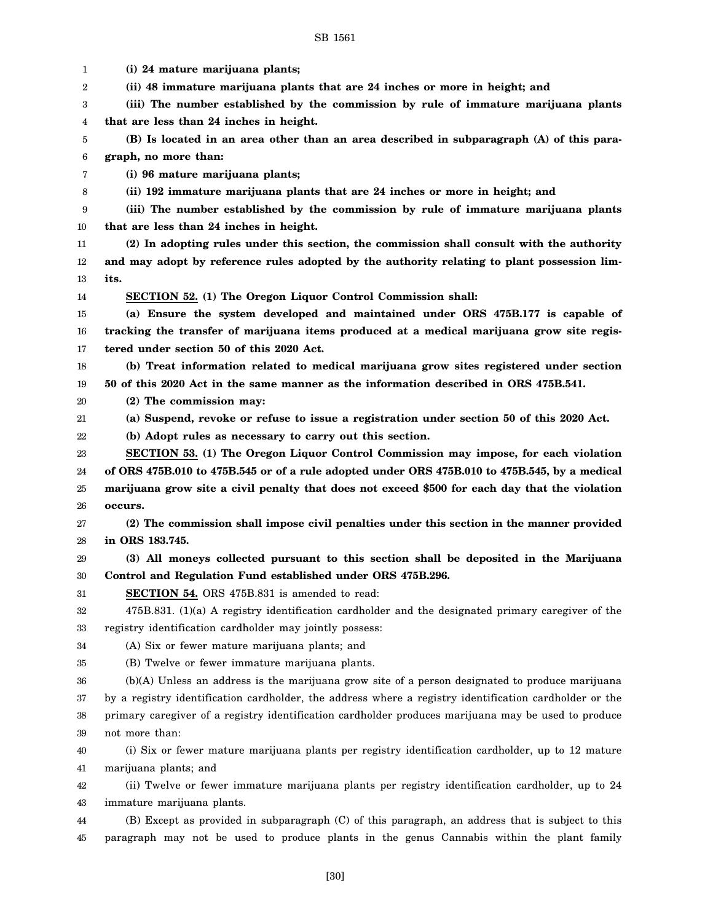**(i) 24 mature marijuana plants;**

**(ii) 48 immature marijuana plants that are 24 inches or more in height; and**

**(iii) The number established by the commission by rule of immature marijuana plants that are less than 24 inches in height.**

**(B) Is located in an area other than an area described in subparagraph (A) of this paragraph, no more than:**

**(i) 96 mature marijuana plants;**

**(ii) 192 immature marijuana plants that are 24 inches or more in height; and**

**(iii) The number established by the commission by rule of immature marijuana plants that are less than 24 inches in height.**

**(2) In adopting rules under this section, the commission shall consult with the authority and may adopt by reference rules adopted by the authority relating to plant possession limits.**

**SECTION 52. (1) The Oregon Liquor Control Commission shall:**

**(a) Ensure the system developed and maintained under ORS 475B.177 is capable of tracking the transfer of marijuana items produced at a medical marijuana grow site registered under section 50 of this 2020 Act.**

**(b) Treat information related to medical marijuana grow sites registered under section 50 of this 2020 Act in the same manner as the information described in ORS 475B.541.**

**(2) The commission may:**

**(a) Suspend, revoke or refuse to issue a registration under section 50 of this 2020 Act.**

**(b) Adopt rules as necessary to carry out this section.**

**SECTION 53. (1) The Oregon Liquor Control Commission may impose, for each violation of ORS 475B.010 to 475B.545 or of a rule adopted under ORS 475B.010 to 475B.545, by a medical marijuana grow site a civil penalty that does not exceed $500 for each day that the violation occurs.**

**(2) The commission shall impose civil penalties under this section in the manner provided in ORS 183.745.**

**(3) All moneys collected pursuant to this section shall be deposited in the Marijuana Control and Regulation Fund established under ORS 475B.296.**

**SECTION 54.** ORS 475B.831 is amended to read:

475B.831. (1)(a) A registry identification cardholder and the designated primary caregiver of the registry identification cardholder may jointly possess:

(A) Six or fewer mature marijuana plants; and

(B) Twelve or fewer immature marijuana plants.

(b)(A) Unless an address is the marijuana grow site of a person designated to produce marijuana by a registry identification cardholder, the address where a registry identification cardholder or the primary caregiver of a registry identification cardholder produces marijuana may be used to produce not more than:

(i) Six or fewer mature marijuana plants per registry identification cardholder, up to 12 mature marijuana plants; and

(ii) Twelve or fewer immature marijuana plants per registry identification cardholder, up to 24 immature marijuana plants.

(B) Except as provided in subparagraph (C) of this paragraph, an address that is subject to this paragraph may not be used to produce plants in the genus Cannabis within the plant family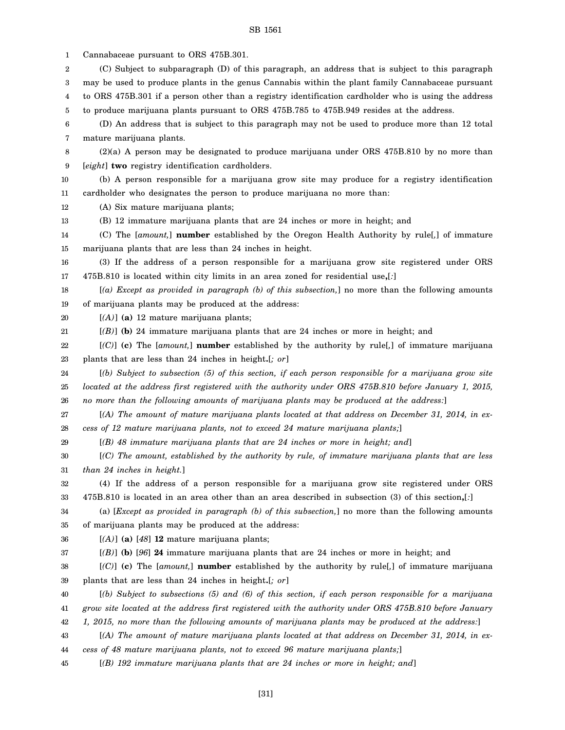Cannabaceae pursuant to ORS 475B.301.

(C) Subject to subparagraph (D) of this paragraph, an address that is subject to this paragraph may be used to produce plants in the genus Cannabis within the plant family Cannabaceae pursuant to ORS 475B.301 if a person other than a registry identification cardholder who is using the address to produce marijuana plants pursuant to ORS 475B.785 to 475B.949 resides at the address.

(D) An address that is subject to this paragraph may not be used to produce more than 12 total mature marijuana plants.

(2)(a) A person may be designated to produce marijuana under ORS 475B.810 by no more than [*eight*] **two** registry identification cardholders.

(b) A person responsible for a marijuana grow site may produce for a registry identification cardholder who designates the person to produce marijuana no more than:

(A) Six mature marijuana plants;

(B) 12 immature marijuana plants that are 24 inches or more in height; and

(C) The [*amount,*] **number** established by the Oregon Health Authority by rule[,] of immature marijuana plants that are less than 24 inches in height.

(3) If the address of a person responsible for a marijuana grow site registered under ORS 475B.810 is located within city limits in an area zoned for residential use**,**[*:*]

[*(a) Except as provided in paragraph (b) of this subsection,*] no more than the following amounts of marijuana plants may be produced at the address:

[*(A)*] **(a)** 12 mature marijuana plants;

[*(B)*] **(b)** 24 immature marijuana plants that are 24 inches or more in height; and

[*(C)*] **(c)** The [*amount,*] **number** established by the authority by rule[,] of immature marijuana plants that are less than 24 inches in height**.**[*; or*]

[*(b) Subject to subsection (5) of this section, if each person responsible for a marijuana grow site located at the address first registered with the authority under ORS 475B.810 before January 1, 2015, no more than the following amounts of marijuana plants may be produced at the address:*]

[*(A) The amount of mature marijuana plants located at that address on December 31, 2014, in excess of 12 mature marijuana plants, not to exceed 24 mature marijuana plants;*]

[*(B) 48 immature marijuana plants that are 24 inches or more in height; and*]

[*(C) The amount, established by the authority by rule, of immature marijuana plants that are less than 24 inches in height.*]

(4) If the address of a person responsible for a marijuana grow site registered under ORS 475B.810 is located in an area other than an area described in subsection (3) of this section**,**[*:*]

(a) [*Except as provided in paragraph (b) of this subsection,*] no more than the following amounts of marijuana plants may be produced at the address:

[*(A)*] **(a)** [*48*] **12** mature marijuana plants;

[*(B)*] **(b)** [*96*] **24** immature marijuana plants that are 24 inches or more in height; and

[*(C)*] **(c)** The [*amount,*] **number** established by the authority by rule[,] of immature marijuana plants that are less than 24 inches in height**.**[*; or*]

[*(b) Subject to subsections (5) and (6) of this section, if each person responsible for a marijuana grow site located at the address first registered with the authority under ORS 475B.810 before January 1, 2015, no more than the following amounts of marijuana plants may be produced at the address:*]

[*(A) The amount of mature marijuana plants located at that address on December 31, 2014, in excess of 48 mature marijuana plants, not to exceed 96 mature marijuana plants;*]

[*(B) 192 immature marijuana plants that are 24 inches or more in height; and*]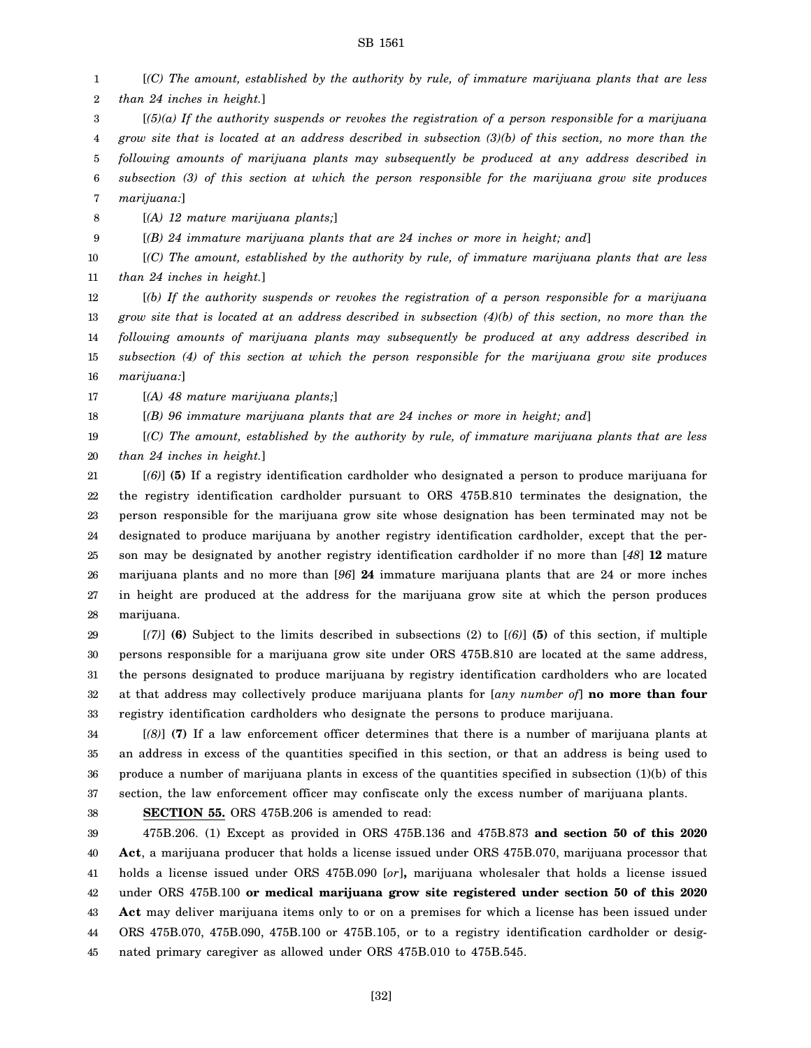[*(C) The amount, established by the authority by rule, of immature marijuana plants that are less than 24 inches in height.*]

[*(5)(a) If the authority suspends or revokes the registration of a person responsible for a marijuana grow site that is located at an address described in subsection (3)(b) of this section, no more than the following amounts of marijuana plants may subsequently be produced at any address described in subsection (3) of this section at which the person responsible for the marijuana grow site produces marijuana:*]

[*(A) 12 mature marijuana plants;*]

[*(B) 24 immature marijuana plants that are 24 inches or more in height; and*]

[*(C) The amount, established by the authority by rule, of immature marijuana plants that are less than 24 inches in height.*]

[*(b) If the authority suspends or revokes the registration of a person responsible for a marijuana grow site that is located at an address described in subsection (4)(b) of this section, no more than the following amounts of marijuana plants may subsequently be produced at any address described in subsection (4) of this section at which the person responsible for the marijuana grow site produces marijuana:*]

[*(A) 48 mature marijuana plants;*]

[*(B) 96 immature marijuana plants that are 24 inches or more in height; and*]

[*(C) The amount, established by the authority by rule, of immature marijuana plants that are less than 24 inches in height.*]

[*(6)*] **(5)** If a registry identification cardholder who designated a person to produce marijuana for the registry identification cardholder pursuant to ORS 475B.810 terminates the designation, the person responsible for the marijuana grow site whose designation has been terminated may not be designated to produce marijuana by another registry identification cardholder, except that the person may be designated by another registry identification cardholder if no more than [*48*] **12** mature marijuana plants and no more than [*96*] **24** immature marijuana plants that are 24 or more inches in height are produced at the address for the marijuana grow site at which the person produces marijuana.

[*(7)*] **(6)** Subject to the limits described in subsections (2) to [*(6)*] **(5)** of this section, if multiple persons responsible for a marijuana grow site under ORS 475B.810 are located at the same address, the persons designated to produce marijuana by registry identification cardholders who are located at that address may collectively produce marijuana plants for [*any number of*] **no more than four** registry identification cardholders who designate the persons to produce marijuana.

[*(8)*] **(7)** If a law enforcement officer determines that there is a number of marijuana plants at an address in excess of the quantities specified in this section, or that an address is being used to produce a number of marijuana plants in excess of the quantities specified in subsection (1)(b) of this section, the law enforcement officer may confiscate only the excess number of marijuana plants.

**SECTION 55.** ORS 475B.206 is amended to read:

475B.206. (1) Except as provided in ORS 475B.136 and 475B.873 **and section 50 of this 2020 Act**, a marijuana producer that holds a license issued under ORS 475B.070, marijuana processor that holds a license issued under ORS 475B.090 [*or*]**,** marijuana wholesaler that holds a license issued under ORS 475B.100 **or medical marijuana grow site registered under section 50 of this 2020 Act** may deliver marijuana items only to or on a premises for which a license has been issued under ORS 475B.070, 475B.090, 475B.100 or 475B.105, or to a registry identification cardholder or designated primary caregiver as allowed under ORS 475B.010 to 475B.545.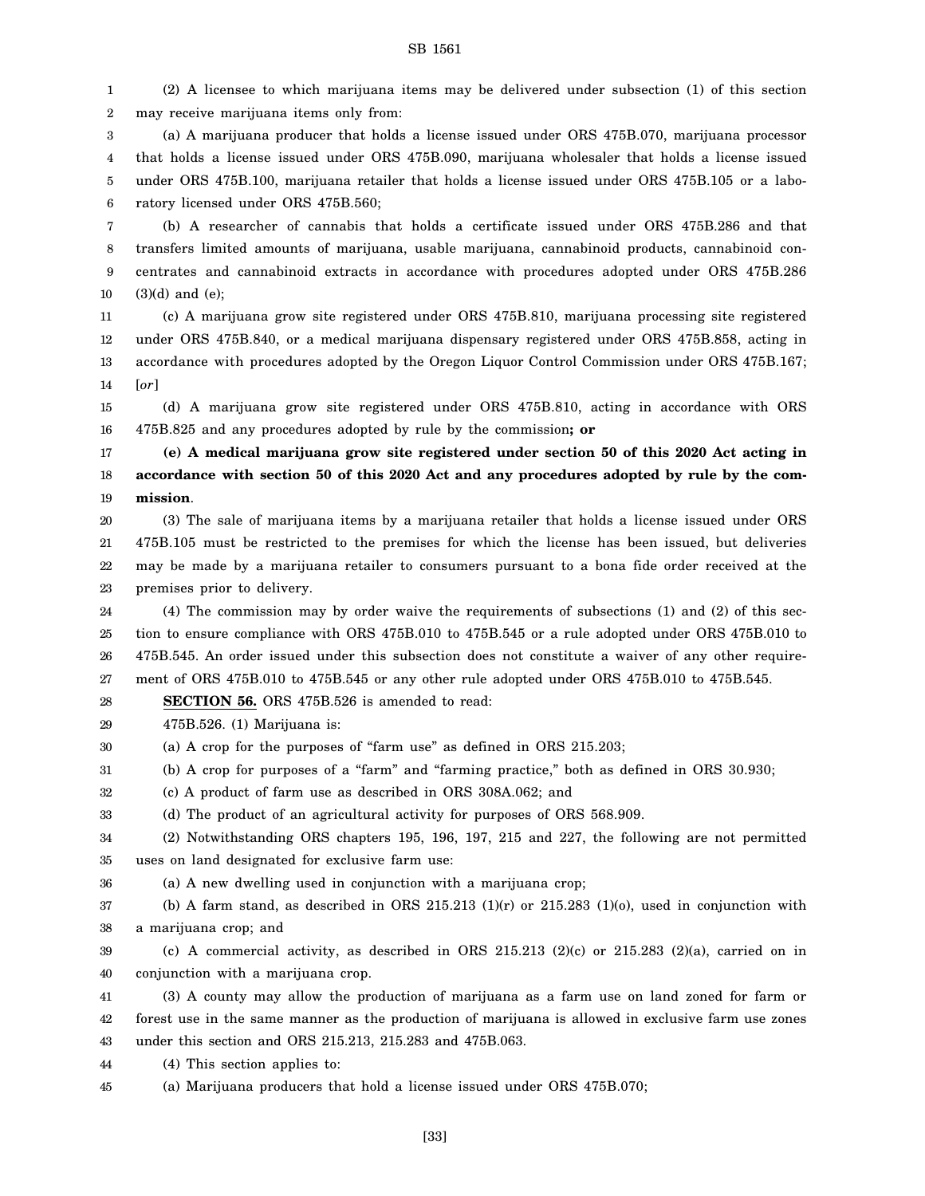(2) A licensee to which marijuana items may be delivered under subsection (1) of this section may receive marijuana items only from:

(a) A marijuana producer that holds a license issued under ORS 475B.070, marijuana processor that holds a license issued under ORS 475B.090, marijuana wholesaler that holds a license issued under ORS 475B.100, marijuana retailer that holds a license issued under ORS 475B.105 or a laboratory licensed under ORS 475B.560;

(b) A researcher of cannabis that holds a certificate issued under ORS 475B.286 and that transfers limited amounts of marijuana, usable marijuana, cannabinoid products, cannabinoid concentrates and cannabinoid extracts in accordance with procedures adopted under ORS 475B.286 (3)(d) and (e);

(c) A marijuana grow site registered under ORS 475B.810, marijuana processing site registered under ORS 475B.840, or a medical marijuana dispensary registered under ORS 475B.858, acting in accordance with procedures adopted by the Oregon Liquor Control Commission under ORS 475B.167; [*or*]

(d) A marijuana grow site registered under ORS 475B.810, acting in accordance with ORS 475B.825 and any procedures adopted by rule by the commission**; or**

**(e) A medical marijuana grow site registered under section 50 of this 2020 Act acting in accordance with section 50 of this 2020 Act and any procedures adopted by rule by the commission**.

(3) The sale of marijuana items by a marijuana retailer that holds a license issued under ORS 475B.105 must be restricted to the premises for which the license has been issued, but deliveries may be made by a marijuana retailer to consumers pursuant to a bona fide order received at the premises prior to delivery.

(4) The commission may by order waive the requirements of subsections (1) and (2) of this section to ensure compliance with ORS 475B.010 to 475B.545 or a rule adopted under ORS 475B.010 to 475B.545. An order issued under this subsection does not constitute a waiver of any other requirement of ORS 475B.010 to 475B.545 or any other rule adopted under ORS 475B.010 to 475B.545.

**SECTION 56.** ORS 475B.526 is amended to read:

475B.526. (1) Marijuana is:

(a) A crop for the purposes of "farm use" as defined in ORS 215.203;

(b) A crop for purposes of a "farm" and "farming practice," both as defined in ORS 30.930;

(c) A product of farm use as described in ORS 308A.062; and

(d) The product of an agricultural activity for purposes of ORS 568.909.

(2) Notwithstanding ORS chapters 195, 196, 197, 215 and 227, the following are not permitted uses on land designated for exclusive farm use:

(a) A new dwelling used in conjunction with a marijuana crop;

(b) A farm stand, as described in ORS 215.213 (1)(r) or 215.283 (1)(o), used in conjunction with a marijuana crop; and

(c) A commercial activity, as described in ORS 215.213 (2)(c) or 215.283 (2)(a), carried on in conjunction with a marijuana crop.

(3) A county may allow the production of marijuana as a farm use on land zoned for farm or forest use in the same manner as the production of marijuana is allowed in exclusive farm use zones under this section and ORS 215.213, 215.283 and 475B.063.

(4) This section applies to:

(a) Marijuana producers that hold a license issued under ORS 475B.070;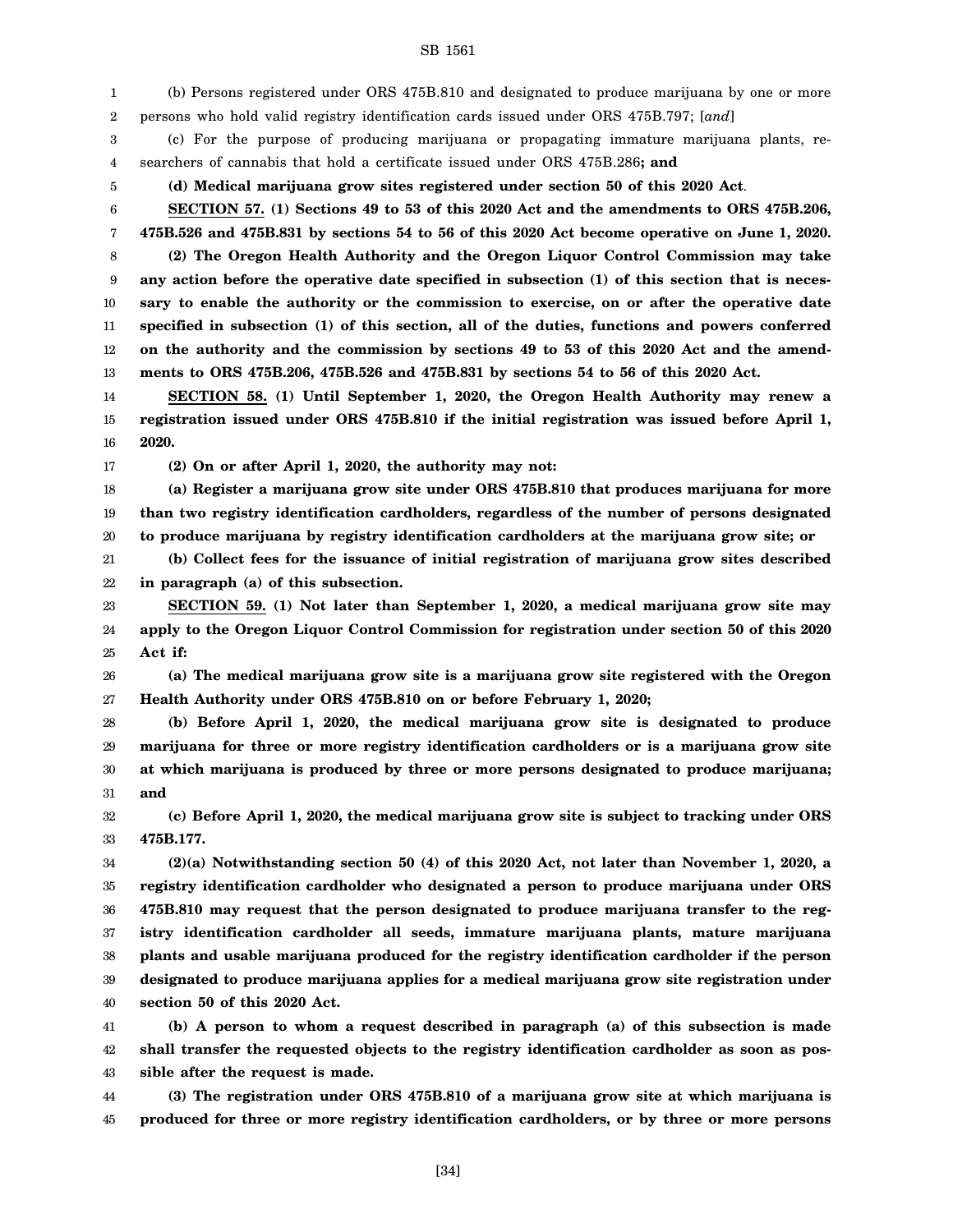(b) Persons registered under ORS 475B.810 and designated to produce marijuana by one or more persons who hold valid registry identification cards issued under ORS 475B.797; [*and*]

(c) For the purpose of producing marijuana or propagating immature marijuana plants, researchers of cannabis that hold a certificate issued under ORS 475B.286**; and**

**(d) Medical marijuana grow sites registered under section 50 of this 2020 Act**.

**SECTION 57. (1) Sections 49 to 53 of this 2020 Act and the amendments to ORS 475B.206, 475B.526 and 475B.831 by sections 54 to 56 of this 2020 Act become operative on June 1, 2020.**

**(2) The Oregon Health Authority and the Oregon Liquor Control Commission may take any action before the operative date specified in subsection (1) of this section that is necessary to enable the authority or the commission to exercise, on or after the operative date specified in subsection (1) of this section, all of the duties, functions and powers conferred on the authority and the commission by sections 49 to 53 of this 2020 Act and the amendments to ORS 475B.206, 475B.526 and 475B.831 by sections 54 to 56 of this 2020 Act.**

**SECTION 58. (1) Until September 1, 2020, the Oregon Health Authority may renew a registration issued under ORS 475B.810 if the initial registration was issued before April 1, 2020.**

**(2) On or after April 1, 2020, the authority may not:**

**(a) Register a marijuana grow site under ORS 475B.810 that produces marijuana for more than two registry identification cardholders, regardless of the number of persons designated to produce marijuana by registry identification cardholders at the marijuana grow site; or**

**(b) Collect fees for the issuance of initial registration of marijuana grow sites described in paragraph (a) of this subsection.**

**SECTION 59. (1) Not later than September 1, 2020, a medical marijuana grow site may apply to the Oregon Liquor Control Commission for registration under section 50 of this 2020 Act if:**

**(a) The medical marijuana grow site is a marijuana grow site registered with the Oregon Health Authority under ORS 475B.810 on or before February 1, 2020;**

**(b) Before April 1, 2020, the medical marijuana grow site is designated to produce marijuana for three or more registry identification cardholders or is a marijuana grow site at which marijuana is produced by three or more persons designated to produce marijuana; and**

**(c) Before April 1, 2020, the medical marijuana grow site is subject to tracking under ORS 475B.177.**

**(2)(a) Notwithstanding section 50 (4) of this 2020 Act, not later than November 1, 2020, a registry identification cardholder who designated a person to produce marijuana under ORS 475B.810 may request that the person designated to produce marijuana transfer to the registry identification cardholder all seeds, immature marijuana plants, mature marijuana plants and usable marijuana produced for the registry identification cardholder if the person designated to produce marijuana applies for a medical marijuana grow site registration under section 50 of this 2020 Act.**

**(b) A person to whom a request described in paragraph (a) of this subsection is made shall transfer the requested objects to the registry identification cardholder as soon as possible after the request is made.**

**(3) The registration under ORS 475B.810 of a marijuana grow site at which marijuana is produced for three or more registry identification cardholders, or by three or more persons**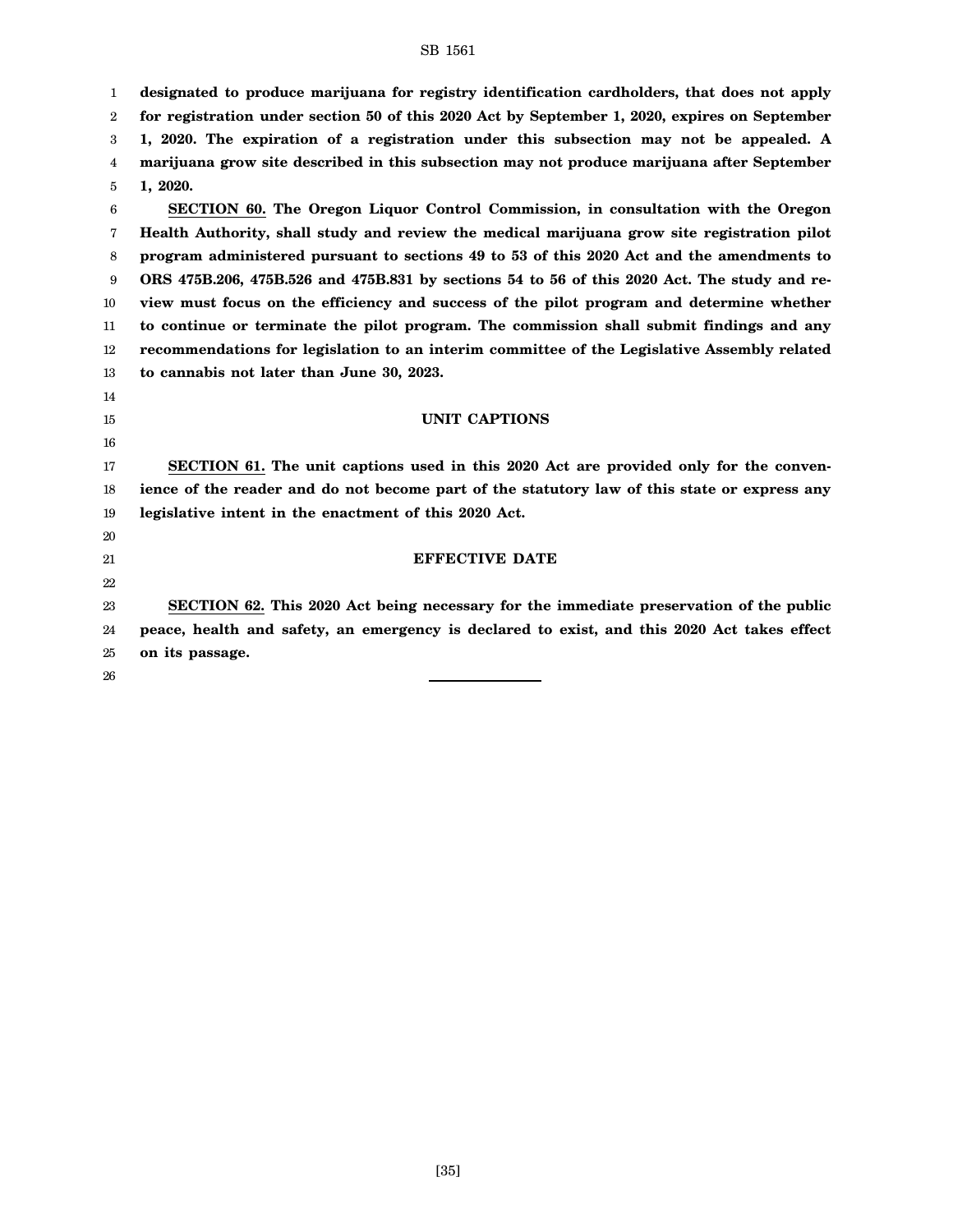**designated to produce marijuana for registry identification cardholders, that does not apply for registration under section 50 of this 2020 Act by September 1, 2020, expires on September 1, 2020. The expiration of a registration under this subsection may not be appealed. A marijuana grow site described in this subsection may not produce marijuana after September 1, 2020.**

**SECTION 60. The Oregon Liquor Control Commission, in consultation with the Oregon Health Authority, shall study and review the medical marijuana grow site registration pilot program administered pursuant to sections 49 to 53 of this 2020 Act and the amendments to ORS 475B.206, 475B.526 and 475B.831 by sections 54 to 56 of this 2020 Act. The study and review must focus on the efficiency and success of the pilot program and determine whether to continue or terminate the pilot program. The commission shall submit findings and any recommendations for legislation to an interim committee of the Legislative Assembly related to cannabis not later than June 30, 2023.**

## UNIT CAPTIONS

**SECTION 61. The unit captions used in this 2020 Act are provided only for the convenience of the reader and do not become part of the statutory law of this state or express any legislative intent in the enactment of this 2020 Act.**

## EFFECTIVE DATE

**SECTION 62. This 2020 Act being necessary for the immediate preservation of the public peace, health and safety, an emergency is declared to exist, and this 2020 Act takes effect on its passage.**